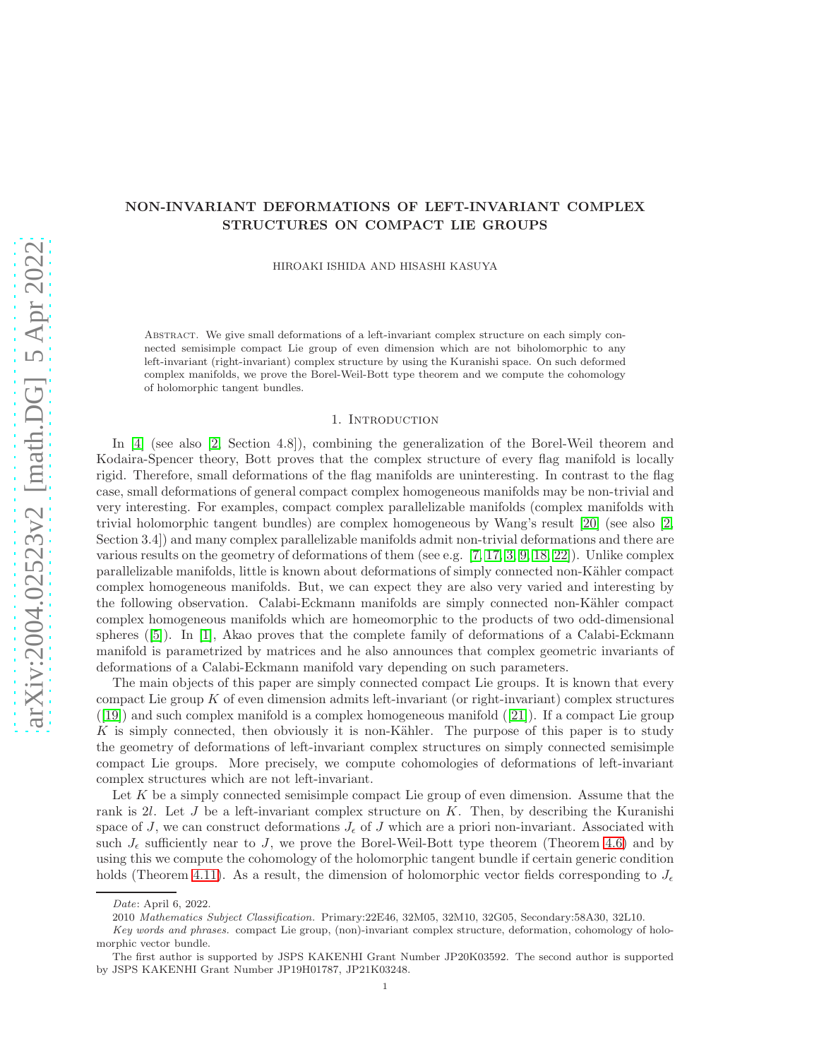# NON-INVARIANT DEFORMATIONS OF LEFT-INVARIANT COMPLEX STRUCTURES ON COMPACT LIE GROUPS

HIROAKI ISHIDA AND HISASHI KASUYA

Abstract. We give small deformations of a left-invariant complex structure on each simply connected semisimple compact Lie group of even dimension which are not biholomorphic to any left-invariant (right-invariant) complex structure by using the Kuranishi space. On such deformed complex manifolds, we prove the Borel-Weil-Bott type theorem and we compute the cohomology of holomorphic tangent bundles.

## 1. Introduction

In [4] (see also [2, Section 4.8]), combining the generalization of the Borel-Weil theorem and Kodaira-Spencer theory, Bott proves that the complex structure of every flag manifold is locally rigid. Therefore, small deformations of the flag manifolds are uninteresting. In contrast to the flag case, small deformations of general compact complex homogeneous manifolds may be non-trivial and very interesting. For examples, compact complex parallelizable manifolds (complex manifolds with trivial holomorphic tangent bundles) are complex homogeneous by Wang's result [20] (see also [2, Section 3.4]) and many complex parallelizable manifolds admit non-trivial deformations and there are various results on the geometry of deformations of them (see e.g. [7, 17, 3, 9, 18, 22]). Unlike complex parallelizable manifolds, little is known about deformations of simply connected non-Kähler compact complex homogeneous manifolds. But, we can expect they are also very varied and interesting by the following observation. Calabi-Eckmann manifolds are simply connected non-Kähler compact complex homogeneous manifolds which are homeomorphic to the products of two odd-dimensional spheres ([5]). In [1], Akao proves that the complete family of deformations of a Calabi-Eckmann manifold is parametrized by matrices and he also announces that complex geometric invariants of deformations of a Calabi-Eckmann manifold vary depending on such parameters.

The main objects of this paper are simply connected compact Lie groups. It is known that every compact Lie group $K$ of even dimension admits left-invariant (or right-invariant) complex structures ([19]) and such complex manifold is a complex homogeneous manifold ([21]). If a compact Lie group $K$ is simply connected, then obviously it is non-Kähler. The purpose of this paper is to study the geometry of deformations of left-invariant complex structures on simply connected semisimple compact Lie groups. More precisely, we compute cohomologies of deformations of left-invariant complex structures which are not left-invariant.

Let $K$ be a simply connected semisimple compact Lie group of even dimension. Assume that the rank is $2l$. Let $J$ be a left-invariant complex structure on $K$. Then, by describing the Kuranishi space of $J$, we can construct deformations $J_\epsilon$ of $J$ which are a priori non-invariant. Associated with such $J_\epsilon$ sufficiently near to $J$, we prove the Borel-Weil-Bott type theorem (Theorem 4.6) and by using this we compute the cohomology of the holomorphic tangent bundle if certain generic condition holds (Theorem 4.11). As a result, the dimension of holomorphic vector fields corresponding to $J_\epsilon$

---

*Date*: April 6, 2022.

2010 *Mathematics Subject Classification.* Primary:22E46, 32M05, 32M10, 32G05, Secondary:58A30, 32L10.

*Key words and phrases.* compact Lie group, (non)-invariant complex structure, deformation, cohomology of holomorphic vector bundle.

The first author is supported by JSPS KAKENHI Grant Number JP20K03592. The second author is supported by JSPS KAKENHI Grant Number JP19H01787, JP21K03248.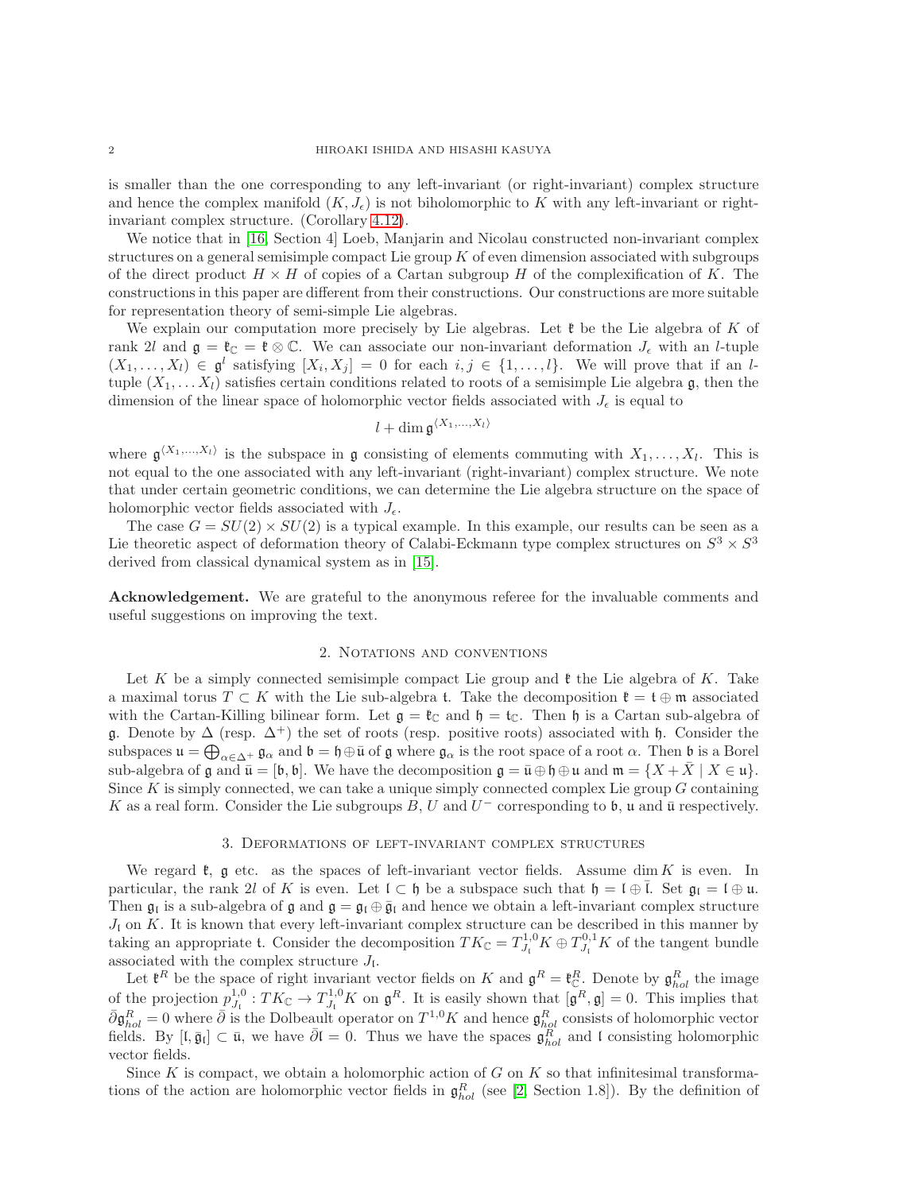is smaller than the one corresponding to any left-invariant (or right-invariant) complex structure and hence the complex manifold $(K, J_\epsilon)$ is not biholomorphic to $K$ with any left-invariant or right-invariant complex structure. (Corollary 4.12).

We notice that in [16, Section 4] Loeb, Manjarin and Nicolau constructed non-invariant complex structures on a general semisimple compact Lie group $K$ of even dimension associated with subgroups of the direct product $H \times H$ of copies of a Cartan subgroup $H$ of the complexification of $K$. The constructions in this paper are different from their constructions. Our constructions are more suitable for representation theory of semi-simple Lie algebras.

We explain our computation more precisely by Lie algebras. Let $\mathfrak{k}$ be the Lie algebra of $K$ of rank $2l$ and $\mathfrak{g} = \mathfrak{k}_{\mathbb{C}} = \mathfrak{k} \otimes \mathbb{C}$. We can associate our non-invariant deformation $J_\epsilon$ with an $l$-tuple $(X_1, \ldots, X_l) \in \mathfrak{g}^l$ satisfying $[X_i, X_j] = 0$ for each $i, j \in \{1, \ldots, l\}$. We will prove that if an $l$-tuple $(X_1, \ldots X_l)$ satisfies certain conditions related to roots of a semisimple Lie algebra $\mathfrak{g}$, then the dimension of the linear space of holomorphic vector fields associated with $J_\epsilon$ is equal to

$$l + \dim \mathfrak{g}^{\langle X_1, \ldots, X_l \rangle}$$

where $\mathfrak{g}^{\langle X_1, \ldots, X_l \rangle}$ is the subspace in $\mathfrak{g}$ consisting of elements commuting with $X_1, \ldots, X_l$. This is not equal to the one associated with any left-invariant (right-invariant) complex structure. We note that under certain geometric conditions, we can determine the Lie algebra structure on the space of holomorphic vector fields associated with $J_\epsilon$.

The case $G = SU(2) \times SU(2)$ is a typical example. In this example, our results can be seen as a Lie theoretic aspect of deformation theory of Calabi-Eckmann type complex structures on $S^3 \times S^3$ derived from classical dynamical system as in [15].

**Acknowledgement.** We are grateful to the anonymous referee for the invaluable comments and useful suggestions on improving the text.

## 2. Notations and conventions

Let $K$ be a simply connected semisimple compact Lie group and $\mathfrak{k}$ the Lie algebra of $K$. Take a maximal torus $T \subset K$ with the Lie sub-algebra $\mathfrak{t}$. Take the decomposition $\mathfrak{k} = \mathfrak{t} \oplus \mathfrak{m}$ associated with the Cartan-Killing bilinear form. Let $\mathfrak{g} = \mathfrak{k}_{\mathbb{C}}$ and $\mathfrak{h} = \mathfrak{t}_{\mathbb{C}}$. Then $\mathfrak{h}$ is a Cartan sub-algebra of $\mathfrak{g}$. Denote by $\Delta$ (resp. $\Delta^+$) the set of roots (resp. positive roots) associated with $\mathfrak{h}$. Consider the subspaces $\mathfrak{u} = \bigoplus_{\alpha \in \Delta^+} \mathfrak{g}_\alpha$ and $\mathfrak{b} = \mathfrak{h} \oplus \bar{\mathfrak{u}}$ of $\mathfrak{g}$ where $\mathfrak{g}_\alpha$ is the root space of a root $\alpha$. Then $\mathfrak{b}$ is a Borel sub-algebra of $\mathfrak{g}$ and $\bar{\mathfrak{u}} = [\mathfrak{b}, \mathfrak{b}]$. We have the decomposition $\mathfrak{g} = \bar{\mathfrak{u}} \oplus \mathfrak{h} \oplus \mathfrak{u}$ and $\mathfrak{m} = \{X + \bar{X} \mid X \in \mathfrak{u}\}$. Since $K$ is simply connected, we can take a unique simply connected complex Lie group $G$ containing $K$ as a real form. Consider the Lie subgroups $B$, $U$ and $U^-$ corresponding to $\mathfrak{b}$, $\mathfrak{u}$ and $\bar{\mathfrak{u}}$ respectively.

## 3. Deformations of left-invariant complex structures

We regard $\mathfrak{k}$, $\mathfrak{g}$ etc. as the spaces of left-invariant vector fields. Assume $\dim K$ is even. In particular, the rank $2l$ of $K$ is even. Let $\mathfrak{l} \subset \mathfrak{h}$ be a subspace such that $\mathfrak{h} = \mathfrak{l} \oplus \bar{\mathfrak{l}}$. Set $\mathfrak{g}_{\mathfrak{l}} = \mathfrak{l} \oplus \mathfrak{u}$. Then $\mathfrak{g}_{\mathfrak{l}}$ is a sub-algebra of $\mathfrak{g}$ and $\mathfrak{g} = \mathfrak{g}_{\mathfrak{l}} \oplus \bar{\mathfrak{g}}_{\mathfrak{l}}$ and hence we obtain a left-invariant complex structure $J_{\mathfrak{l}}$ on $K$. It is known that every left-invariant complex structure can be described in this manner by taking an appropriate $\mathfrak{t}$. Consider the decomposition $TK_{\mathbb{C}} = T^{1,0}_{J_{\mathfrak{l}}} K \oplus T^{0,1}_{J_{\mathfrak{l}}} K$ of the tangent bundle associated with the complex structure $J_{\mathfrak{l}}$.

Let $\mathfrak{k}^R$ be the space of right invariant vector fields on $K$ and $\mathfrak{g}^R = \mathfrak{k}^R_{\mathbb{C}}$. Denote by $\mathfrak{g}^R_{hol}$ the image of the projection $p^{1,0}_{J_{\mathfrak{l}}} : TK_{\mathbb{C}} \to T^{1,0}_{J_{\mathfrak{l}}} K$ on $\mathfrak{g}^R$. It is easily shown that $[\mathfrak{g}^R, \mathfrak{g}] = 0$. This implies that $\bar{\partial} \mathfrak{g}^R_{hol} = 0$ where $\bar{\partial}$ is the Dolbeault operator on $T^{1,0}K$ and hence $\mathfrak{g}^R_{hol}$ consists of holomorphic vector fields. By $[\mathfrak{l}, \bar{\mathfrak{g}}_{\mathfrak{l}}] \subset \bar{\mathfrak{u}}$, we have $\bar{\partial} \mathfrak{l} = 0$. Thus we have the spaces $\mathfrak{g}^R_{hol}$ and $\mathfrak{l}$ consisting holomorphic vector fields.

Since $K$ is compact, we obtain a holomorphic action of $G$ on $K$ so that infinitesimal transformations of the action are holomorphic vector fields in $\mathfrak{g}^R_{hol}$ (see [2, Section 1.8]). By the definition of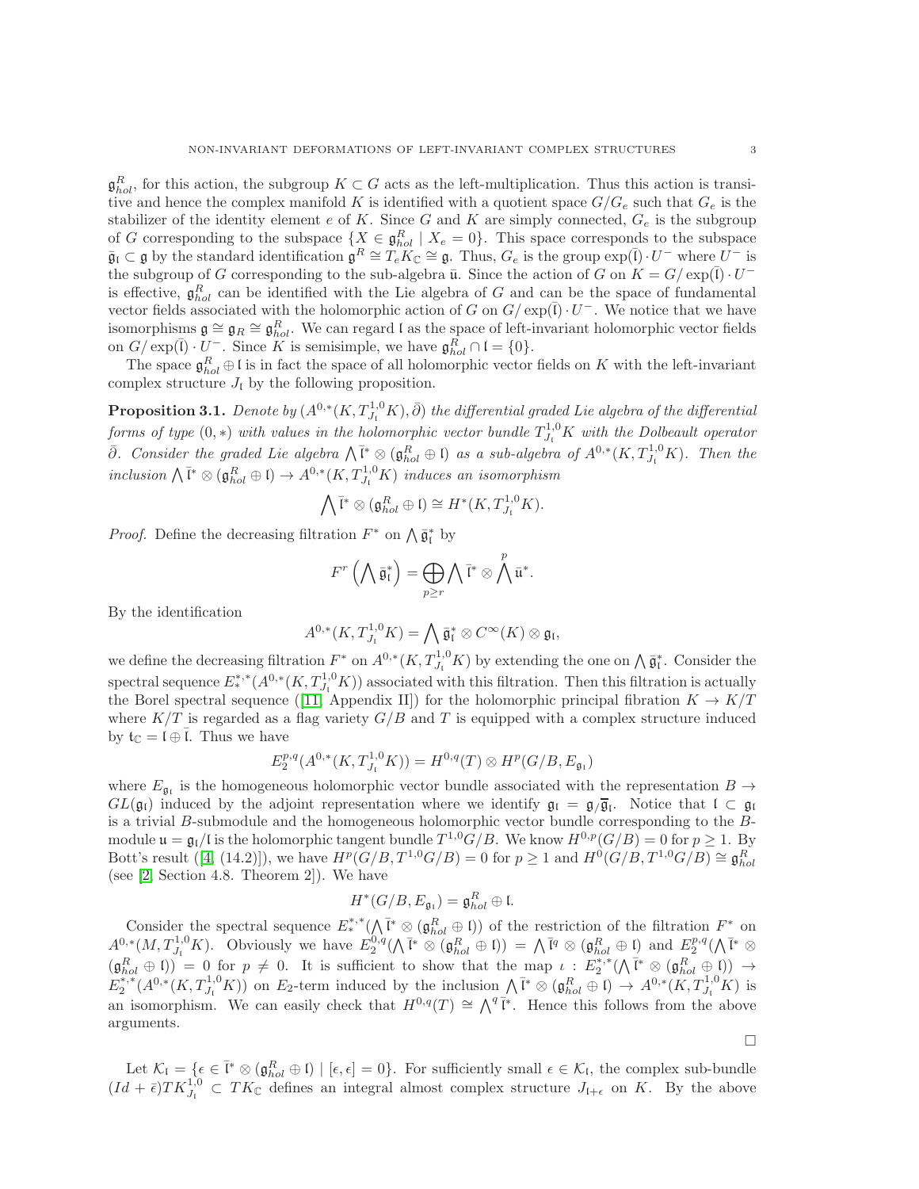$\mathfrak{g}^R_{hol}$, for this action, the subgroup $K \subset G$ acts as the left-multiplication. Thus this action is transitive and hence the complex manifold $K$ is identified with a quotient space $G/G_e$ such that $G_e$ is the stabilizer of the identity element $e$ of $K$. Since $G$ and $K$ are simply connected, $G_e$ is the subgroup of $G$ corresponding to the subspace $\{X \in \mathfrak{g}^R_{hol} \mid X_e = 0\}$. This space corresponds to the subspace $\bar{\mathfrak{g}}_{\mathfrak{l}} \subset \mathfrak{g}$ by the standard identification $\mathfrak{g}^R \cong T_e K_{\mathbb{C}} \cong \mathfrak{g}$. Thus, $G_e$ is the group $\exp(\bar{\mathfrak{l}}) \cdot U^-$ where $U^-$ is the subgroup of $G$ corresponding to the sub-algebra $\bar{\mathfrak{u}}$. Since the action of $G$ on $K = G/\exp(\bar{\mathfrak{l}}) \cdot U^-$ is effective, $\mathfrak{g}^R_{hol}$ can be identified with the Lie algebra of $G$ and can be the space of fundamental vector fields associated with the holomorphic action of $G$ on $G/\exp(\bar{\mathfrak{l}}) \cdot U^-$. We notice that we have isomorphisms $\mathfrak{g} \cong \mathfrak{g}_R \cong \mathfrak{g}^R_{hol}$. We can regard $\mathfrak{l}$ as the space of left-invariant holomorphic vector fields on $G/\exp(\bar{\mathfrak{l}}) \cdot U^-$. Since $K$ is semisimple, we have $\mathfrak{g}^R_{hol} \cap \mathfrak{l} = \{0\}$.

The space $\mathfrak{g}^R_{hol} \oplus \mathfrak{l}$ is in fact the space of all holomorphic vector fields on $K$ with the left-invariant complex structure $J_{\mathfrak{l}}$ by the following proposition.

**Proposition 3.1.** *Denote by $(A^{0,*}(K, T^{1,0}_{J_{\mathfrak{l}}}K), \bar{\partial})$ the differential graded Lie algebra of the differential forms of type $(0,*)$ with values in the holomorphic vector bundle $T^{1,0}_{J_{\mathfrak{l}}}K$ with the Dolbeault operator $\bar{\partial}$. Consider the graded Lie algebra $\bigwedge \bar{\mathfrak{l}}^* \otimes (\mathfrak{g}^R_{hol} \oplus \mathfrak{l})$ as a sub-algebra of $A^{0,*}(K, T^{1,0}_{J_{\mathfrak{l}}}K)$. Then the inclusion $\bigwedge \bar{\mathfrak{l}}^* \otimes (\mathfrak{g}^R_{hol} \oplus \mathfrak{l}) \to A^{0,*}(K, T^{1,0}_{J_{\mathfrak{l}}}K)$ induces an isomorphism*

$$\bigwedge \bar{\mathfrak{l}}^* \otimes (\mathfrak{g}^R_{hol} \oplus \mathfrak{l}) \cong H^*(K, T^{1,0}_{J_{\mathfrak{l}}}K).$$

*Proof.* Define the decreasing filtration $F^*$ on $\bigwedge \bar{\mathfrak{g}}^*_{\mathfrak{l}}$ by

$$F^r\left(\bigwedge \bar{\mathfrak{g}}^*_{\mathfrak{l}}\right) = \bigoplus_{p \geq r} \bigwedge \bar{\mathfrak{l}}^* \otimes \bigwedge^p \bar{\mathfrak{u}}^*.$$

By the identification

$$A^{0,*}(K, T^{1,0}_{J_{\mathfrak{l}}}K) = \bigwedge \bar{\mathfrak{g}}^*_{\mathfrak{l}} \otimes C^\infty(K) \otimes \mathfrak{g}_{\mathfrak{l}},$$

we define the decreasing filtration $F^*$ on $A^{0,*}(K, T^{1,0}_{J_{\mathfrak{l}}}K)$ by extending the one on $\bigwedge \bar{\mathfrak{g}}^*_{\mathfrak{l}}$. Consider the spectral sequence $E^{*,*}_*(A^{0,*}(K, T^{1,0}_{J_{\mathfrak{l}}}K))$ associated with this filtration. Then this filtration is actually the Borel spectral sequence ([11, Appendix II]) for the holomorphic principal fibration $K \to K/T$ where $K/T$ is regarded as a flag variety $G/B$ and $T$ is equipped with a complex structure induced by $\mathfrak{t}_{\mathbb{C}} = \mathfrak{l} \oplus \bar{\mathfrak{l}}$. Thus we have

$$E^{p,q}_2(A^{0,*}(K, T^{1,0}_{J_{\mathfrak{l}}}K)) = H^{0,q}(T) \otimes H^p(G/B, E_{\mathfrak{g}_{\mathfrak{l}}})$$

where $E_{\mathfrak{g}_{\mathfrak{l}}}$ is the homogeneous holomorphic vector bundle associated with the representation $B \to GL(\mathfrak{g}_{\mathfrak{l}})$ induced by the adjoint representation where we identify $\mathfrak{g}_{\mathfrak{l}} = \mathfrak{g}/\overline{\mathfrak{g}}_{\mathfrak{l}}$. Notice that $\mathfrak{l} \subset \mathfrak{g}_{\mathfrak{l}}$ is a trivial $B$-submodule and the homogeneous holomorphic vector bundle corresponding to the $B$-module $\mathfrak{u} = \mathfrak{g}_{\mathfrak{l}}/\mathfrak{l}$ is the holomorphic tangent bundle $T^{1,0}G/B$. We know $H^{0,p}(G/B) = 0$ for $p \geq 1$. By Bott's result ([4, (14.2)]), we have $H^p(G/B, T^{1,0}G/B) = 0$ for $p \geq 1$ and $H^0(G/B, T^{1,0}G/B) \cong \mathfrak{g}^R_{hol}$ (see [2, Section 4.8. Theorem 2]). We have

$$H^*(G/B, E_{\mathfrak{g}_{\mathfrak{l}}}) = \mathfrak{g}^R_{hol} \oplus \mathfrak{l}.$$

Consider the spectral sequence $E^{*,*}_*(\bigwedge \bar{\mathfrak{l}}^* \otimes (\mathfrak{g}^R_{hol} \oplus \mathfrak{l}))$ of the restriction of the filtration $F^*$ on $A^{0,*}(M, T^{1,0}_{J_{\mathfrak{l}}}K)$. Obviously we have $E^{0,q}_2(\bigwedge \bar{\mathfrak{l}}^* \otimes (\mathfrak{g}^R_{hol} \oplus \mathfrak{l})) = \bigwedge \bar{\mathfrak{l}}^q \otimes (\mathfrak{g}^R_{hol} \oplus \mathfrak{l})$ and $E^{p,q}_2(\bigwedge \bar{\mathfrak{l}}^* \otimes (\mathfrak{g}^R_{hol} \oplus \mathfrak{l})) = 0$ for $p \neq 0$. It is sufficient to show that the map $\iota : E^{*,*}_2(\bigwedge \bar{\mathfrak{l}}^* \otimes (\mathfrak{g}^R_{hol} \oplus \mathfrak{l})) \to E^{*,*}_2(A^{0,*}(K, T^{1,0}_{J_{\mathfrak{l}}}K))$ on $E_2$-term induced by the inclusion $\bigwedge \bar{\mathfrak{l}}^* \otimes (\mathfrak{g}^R_{hol} \oplus \mathfrak{l}) \to A^{0,*}(K, T^{1,0}_{J_{\mathfrak{l}}}K)$ is an isomorphism. We can easily check that $H^{0,q}(T) \cong \bigwedge^q \bar{\mathfrak{l}}^*$. Hence this follows from the above arguments.

□

Let $\mathcal{K}_{\mathfrak{l}} = \{\epsilon \in \bar{\mathfrak{l}}^* \otimes (\mathfrak{g}^R_{hol} \oplus \mathfrak{l}) \mid [\epsilon, \epsilon] = 0\}$. For sufficiently small $\epsilon \in \mathcal{K}_{\mathfrak{l}}$, the complex sub-bundle $(Id + \bar{\epsilon})TK^{1,0}_{J_{\mathfrak{l}}} \subset TK_{\mathbb{C}}$ defines an integral almost complex structure $J_{\mathfrak{l}+\epsilon}$ on $K$. By the above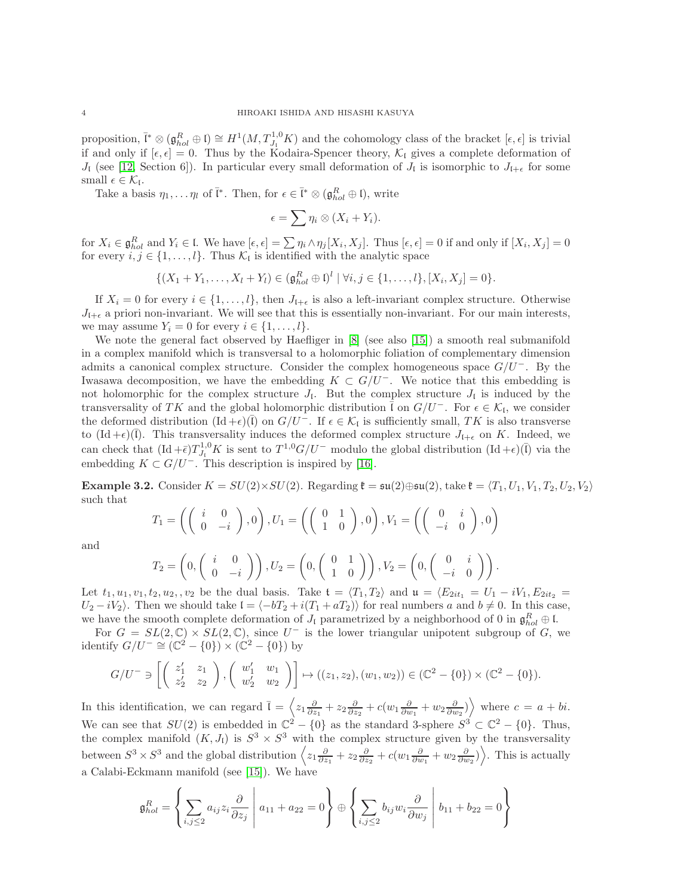proposition, $\bar{\mathfrak{l}}^* \otimes (\mathfrak{g}^R_{hol} \oplus \mathfrak{l}) \cong H^1(M, T^{1,0}_{J_\mathfrak{l}} K)$ and the cohomology class of the bracket $[\epsilon, \epsilon]$ is trivial if and only if $[\epsilon, \epsilon] = 0$. Thus by the Kodaira-Spencer theory, $\mathcal{K}_\mathfrak{l}$ gives a complete deformation of $J_\mathfrak{l}$ (see [12, Section 6]). In particular every small deformation of $J_\mathfrak{l}$ is isomorphic to $J_{\mathfrak{l}+\epsilon}$ for some small $\epsilon \in \mathcal{K}_\mathfrak{l}$.

Take a basis $\eta_1, \dots \eta_l$ of $\bar{\mathfrak{l}}^*$. Then, for $\epsilon \in \bar{\mathfrak{l}}^* \otimes (\mathfrak{g}^R_{hol} \oplus \mathfrak{l})$, write

$$\epsilon = \sum \eta_i \otimes (X_i + Y_i).$$

for $X_i \in \mathfrak{g}^R_{hol}$ and $Y_i \in \mathfrak{l}$. We have $[\epsilon, \epsilon] = \sum \eta_i \wedge \eta_j [X_i, X_j]$. Thus $[\epsilon, \epsilon] = 0$ if and only if $[X_i, X_j] = 0$ for every $i, j \in \{1, \dots, l\}$. Thus $\mathcal{K}_\mathfrak{l}$ is identified with the analytic space

$$\{(X_1 + Y_1, \dots, X_l + Y_l) \in (\mathfrak{g}^R_{hol} \oplus \mathfrak{l})^l \mid \forall i, j \in \{1, \dots, l\}, [X_i, X_j] = 0\}.$$

If $X_i = 0$ for every $i \in \{1, \dots, l\}$, then $J_{\mathfrak{l}+\epsilon}$ is also a left-invariant complex structure. Otherwise $J_{\mathfrak{l}+\epsilon}$ a priori non-invariant. We will see that this is essentially non-invariant. For our main interests, we may assume $Y_i = 0$ for every $i \in \{1, \dots, l\}$.

We note the general fact observed by Haefliger in [8] (see also [15]) a smooth real submanifold in a complex manifold which is transversal to a holomorphic foliation of complementary dimension admits a canonical complex structure. Consider the complex homogeneous space $G/U^-$. By the Iwasawa decomposition, we have the embedding $K \subset G/U^-$. We notice that this embedding is not holomorphic for the complex structure $J_\mathfrak{l}$. But the complex structure $J_\mathfrak{l}$ is induced by the transversality of $TK$ and the global holomorphic distribution $\bar{\mathfrak{l}}$ on $G/U^-$. For $\epsilon \in \mathcal{K}_\mathfrak{l}$, we consider the deformed distribution $(\mathrm{Id} + \epsilon)(\bar{\mathfrak{l}})$ on $G/U^-$. If $\epsilon \in \mathcal{K}_\mathfrak{l}$ is sufficiently small, $TK$ is also transverse to $(\mathrm{Id} + \epsilon)(\bar{\mathfrak{l}})$. This transversality induces the deformed complex structure $J_{\mathfrak{l}+\epsilon}$ on $K$. Indeed, we can check that $(\mathrm{Id} + \bar{\epsilon}) T^{1,0}_{J_\mathfrak{l}} K$ is sent to $T^{1,0} G/U^-$ modulo the global distribution $(\mathrm{Id} + \epsilon)(\bar{\mathfrak{l}})$ via the embedding $K \subset G/U^-$. This description is inspired by [16].

**Example 3.2.** Consider $K = SU(2) \times SU(2)$. Regarding $\mathfrak{k} = \mathfrak{su}(2) \oplus \mathfrak{su}(2)$, take $\mathfrak{k} = \langle T_1, U_1, V_1, T_2, U_2, V_2 \rangle$ such that

$$T_1 = \left( \begin{pmatrix} i & 0 \\ 0 & -i \end{pmatrix}, 0 \right), U_1 = \left( \begin{pmatrix} 0 & 1 \\ 1 & 0 \end{pmatrix}, 0 \right), V_1 = \left( \begin{pmatrix} 0 & i \\ -i & 0 \end{pmatrix}, 0 \right)$$

and

$$T_2 = \left( 0, \begin{pmatrix} i & 0 \\ 0 & -i \end{pmatrix} \right), U_2 = \left( 0, \begin{pmatrix} 0 & 1 \\ 1 & 0 \end{pmatrix} \right), V_2 = \left( 0, \begin{pmatrix} 0 & i \\ -i & 0 \end{pmatrix} \right).$$

Let $t_1, u_1, v_1, t_2, u_2, v_2$ be the dual basis. Take $\mathfrak{t} = \langle T_1, T_2 \rangle$ and $\mathfrak{u} = \langle E_{2it_1} = U_1 - iV_1, E_{2it_2} = U_2 - iV_2 \rangle$. Then we should take $\mathfrak{l} = \langle -bT_2 + i(T_1 + aT_2) \rangle$ for real numbers $a$ and $b \neq 0$. In this case, we have the smooth complete deformation of $J_\mathfrak{l}$ parametrized by a neighborhood of 0 in $\mathfrak{g}^R_{hol} \oplus \mathfrak{l}$.

For $G = SL(2, \mathbb{C}) \times SL(2, \mathbb{C})$, since $U^-$ is the lower triangular unipotent subgroup of $G$, we identify $G/U^- \cong (\mathbb{C}^2 - \{0\}) \times (\mathbb{C}^2 - \{0\})$ by

$$G/U^- \ni \left[ \begin{pmatrix} z_1' & z_1 \\ z_2' & z_2 \end{pmatrix}, \begin{pmatrix} w_1' & w_1 \\ w_2' & w_2 \end{pmatrix} \right] \mapsto ((z_1, z_2), (w_1, w_2)) \in (\mathbb{C}^2 - \{0\}) \times (\mathbb{C}^2 - \{0\}).$$

In this identification, we can regard $\bar{\mathfrak{l}} = \left\langle z_1 \frac{\partial}{\partial z_1} + z_2 \frac{\partial}{\partial z_2} + c(w_1 \frac{\partial}{\partial w_1} + w_2 \frac{\partial}{\partial w_2}) \right\rangle$ where $c = a + bi$. We can see that $SU(2)$ is embedded in $\mathbb{C}^2 - \{0\}$ as the standard 3-sphere $S^3 \subset \mathbb{C}^2 - \{0\}$. Thus, the complex manifold $(K, J_\mathfrak{l})$ is $S^3 \times S^3$ with the complex structure given by the transversality between $S^3 \times S^3$ and the global distribution $\left\langle z_1 \frac{\partial}{\partial z_1} + z_2 \frac{\partial}{\partial z_2} + c(w_1 \frac{\partial}{\partial w_1} + w_2 \frac{\partial}{\partial w_2}) \right\rangle$. This is actually a Calabi-Eckmann manifold (see [15]). We have

$$\mathfrak{g}^R_{hol} = \left\{ \sum_{i,j \leq 2} a_{ij} z_i \frac{\partial}{\partial z_j} \;\middle|\; a_{11} + a_{22} = 0 \right\} \oplus \left\{ \sum_{i,j \leq 2} b_{ij} w_i \frac{\partial}{\partial w_j} \;\middle|\; b_{11} + b_{22} = 0 \right\}$$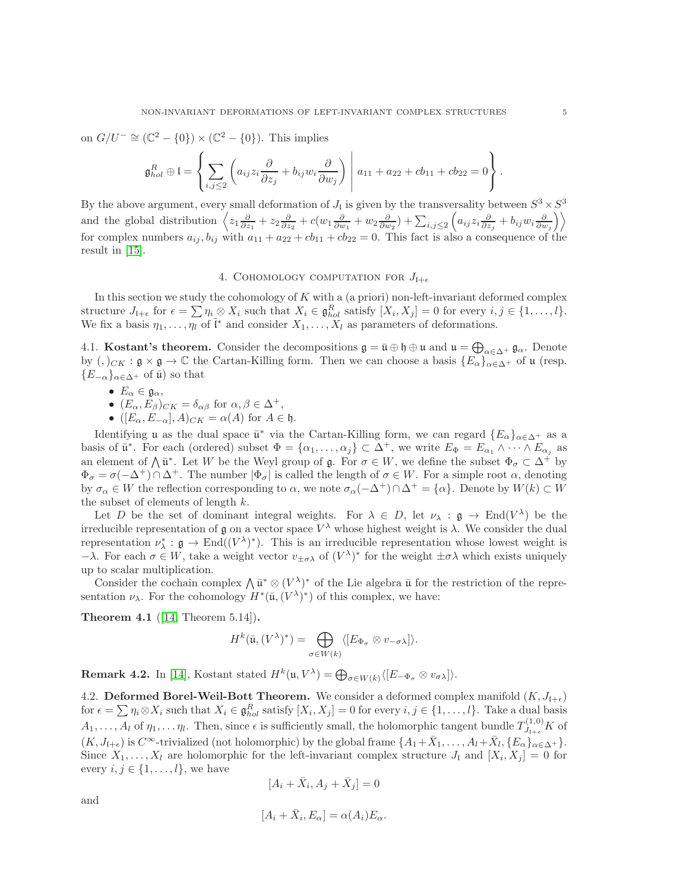on $G/U^- \cong (\mathbb{C}^2 - \{0\}) \times (\mathbb{C}^2 - \{0\})$. This implies

$$\mathfrak{g}^R_{hol} \oplus \mathfrak{l} = \left\{ \sum_{i,j \leq 2} \left( a_{ij} z_i \frac{\partial}{\partial z_j} + b_{ij} w_i \frac{\partial}{\partial w_j} \right) \,\middle|\, a_{11} + a_{22} + cb_{11} + cb_{22} = 0 \right\}.$$

By the above argument, every small deformation of $J_{\mathfrak{l}}$ is given by the transversality between $S^3 \times S^3$ and the global distribution $\left\langle z_1 \frac{\partial}{\partial z_1} + z_2 \frac{\partial}{\partial z_2} + c(w_1 \frac{\partial}{\partial w_1} + w_2 \frac{\partial}{\partial w_2}) + \sum_{i,j\leq 2} \left( a_{ij} z_i \frac{\partial}{\partial z_j} + b_{ij} w_i \frac{\partial}{\partial w_j} \right) \right\rangle$ for complex numbers $a_{ij}, b_{ij}$ with $a_{11} + a_{22} + cb_{11} + cb_{22} = 0$. This fact is also a consequence of the result in [15].

## 4. Cohomology computation for $J_{\mathfrak{l}+\epsilon}$

In this section we study the cohomology of $K$ with a (a priori) non-left-invariant deformed complex structure $J_{\mathfrak{l}+\epsilon}$ for $\epsilon = \sum \eta_i \otimes X_i$ such that $X_i \in \mathfrak{g}^R_{hol}$ satisfy $[X_i, X_j] = 0$ for every $i, j \in \{1, \dots, l\}$. We fix a basis $\eta_1, \dots, \eta_l$ of $\bar{\mathfrak{l}}^*$ and consider $X_1, \dots, X_l$ as parameters of deformations.

**4.1. Kostant's theorem.** Consider the decompositions $\mathfrak{g} = \bar{\mathfrak{u}} \oplus \mathfrak{h} \oplus \mathfrak{u}$ and $\mathfrak{u} = \bigoplus_{\alpha \in \Delta^+} \mathfrak{g}_\alpha$. Denote by $(,)_{CK} : \mathfrak{g} \times \mathfrak{g} \to \mathbb{C}$ the Cartan-Killing form. Then we can choose a basis $\{E_\alpha\}_{\alpha \in \Delta^+}$ of $\mathfrak{u}$ (resp. $\{E_{-\alpha}\}_{\alpha \in \Delta^+}$ of $\bar{\mathfrak{u}}$) so that

- $E_\alpha \in \mathfrak{g}_\alpha$,
- $(E_\alpha, E_\beta)_{CK} = \delta_{\alpha\beta}$ for $\alpha, \beta \in \Delta^+$,
- $([E_\alpha, E_{-\alpha}], A)_{CK} = \alpha(A)$ for $A \in \mathfrak{h}$.

Identifying $\mathfrak{u}$ as the dual space $\bar{\mathfrak{u}}^*$ via the Cartan-Killing form, we can regard $\{E_\alpha\}_{\alpha \in \Delta^+}$ as a basis of $\bar{\mathfrak{u}}^*$. For each (ordered) subset $\Phi = \{\alpha_1, \dots, \alpha_j\} \subset \Delta^+$, we write $E_\Phi = E_{\alpha_1} \wedge \cdots \wedge E_{\alpha_j}$ as an element of $\bigwedge \bar{\mathfrak{u}}^*$. Let $W$ be the Weyl group of $\mathfrak{g}$. For $\sigma \in W$, we define the subset $\Phi_\sigma \subset \Delta^+$ by $\Phi_\sigma = \sigma(-\Delta^+) \cap \Delta^+$. The number $|\Phi_\sigma|$ is called the length of $\sigma \in W$. For a simple root $\alpha$, denoting by $\sigma_\alpha \in W$ the reflection corresponding to $\alpha$, we note $\sigma_\alpha(-\Delta^+) \cap \Delta^+ = \{\alpha\}$. Denote by $W(k) \subset W$ the subset of elements of length $k$.

Let $D$ be the set of dominant integral weights. For $\lambda \in D$, let $\nu_\lambda : \mathfrak{g} \to \mathrm{End}(V^\lambda)$ be the irreducible representation of $\mathfrak{g}$ on a vector space $V^\lambda$ whose highest weight is $\lambda$. We consider the dual representation $\nu^*_\lambda : \mathfrak{g} \to \mathrm{End}((V^\lambda)^*)$. This is an irreducible representation whose lowest weight is $-\lambda$. For each $\sigma \in W$, take a weight vector $v_{\pm\sigma\lambda}$ of $(V^\lambda)^*$ for the weight $\pm\sigma\lambda$ which exists uniquely up to scalar multiplication.

Consider the cochain complex $\bigwedge \bar{\mathfrak{u}}^* \otimes (V^\lambda)^*$ of the Lie algebra $\bar{\mathfrak{u}}$ for the restriction of the representation $\nu_\lambda$. For the cohomology $H^*(\bar{\mathfrak{u}}, (V^\lambda)^*)$ of this complex, we have:

**Theorem 4.1** ([14, Theorem 5.14])**.**

$$H^k(\bar{\mathfrak{u}}, (V^\lambda)^*) = \bigoplus_{\sigma \in W(k)} \langle [E_{\Phi_\sigma} \otimes v_{-\sigma\lambda}] \rangle.$$

**Remark 4.2.** In [14], Kostant stated $H^k(\mathfrak{u}, V^\lambda) = \bigoplus_{\sigma \in W(k)} \langle [E_{-\Phi_\sigma} \otimes v_{\sigma\lambda}] \rangle$.

**4.2. Deformed Borel-Weil-Bott Theorem.** We consider a deformed complex manifold $(K, J_{\mathfrak{l}+\epsilon})$ for $\epsilon = \sum \eta_i \otimes X_i$ such that $X_i \in \mathfrak{g}^R_{hol}$ satisfy $[X_i, X_j] = 0$ for every $i, j \in \{1, \dots, l\}$. Take a dual basis $A_1, \dots, A_l$ of $\eta_1, \dots \eta_l$. Then, since $\epsilon$ is sufficiently small, the holomorphic tangent bundle $T^{(1,0)}_{J_{\mathfrak{l}+\epsilon}} K$ of $(K, J_{\mathfrak{l}+\epsilon})$ is $C^\infty$-trivialized (not holomorphic) by the global frame $\{A_1 + \bar{X}_1, \dots, A_l + \bar{X}_l, \{E_\alpha\}_{\alpha \in \Delta^+}\}$. Since $X_1, \dots, X_l$ are holomorphic for the left-invariant complex structure $J_{\mathfrak{l}}$ and $[X_i, X_j] = 0$ for every $i, j \in \{1, \dots, l\}$, we have

$$[A_i + \bar{X}_i, A_j + \bar{X}_j] = 0$$

and

$$[A_i + \bar{X}_i, E_\alpha] = \alpha(A_i) E_\alpha.$$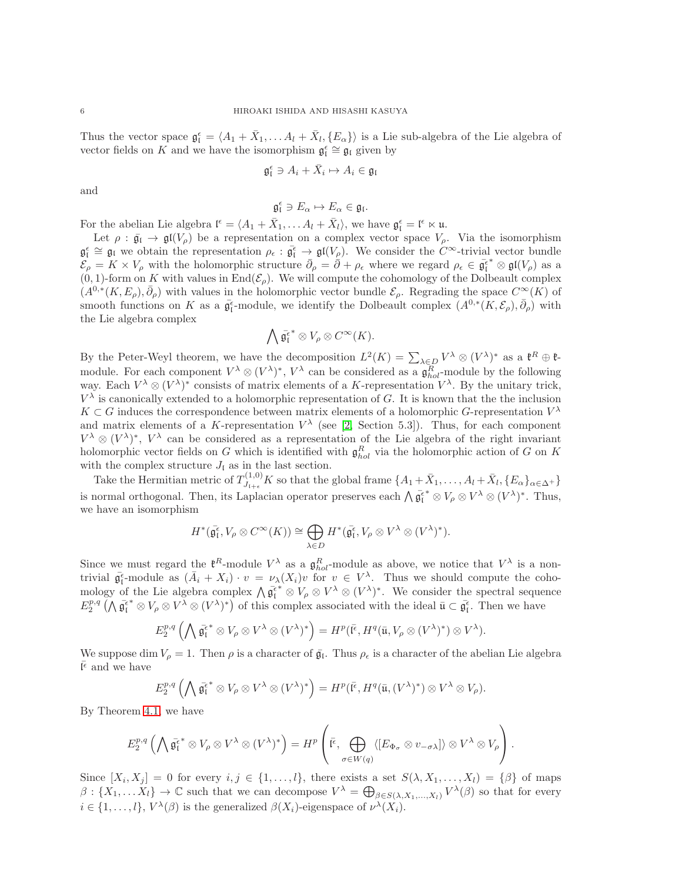Thus the vector space $\mathfrak{g}_{\mathfrak{l}}^{\epsilon} = \langle A_1 + \bar{X}_1, \dots A_l + \bar{X}_l, \{E_\alpha\}\rangle$ is a Lie sub-algebra of the Lie algebra of vector fields on $K$ and we have the isomorphism $\mathfrak{g}_{\mathfrak{l}}^{\epsilon} \cong \mathfrak{g}_{\mathfrak{l}}$ given by

$$\mathfrak{g}_{\mathfrak{l}}^{\epsilon} \ni A_i + \bar{X}_i \mapsto A_i \in \mathfrak{g}_{\mathfrak{l}}$$

and

$$\mathfrak{g}_{\mathfrak{l}}^{\epsilon} \ni E_\alpha \mapsto E_\alpha \in \mathfrak{g}_{\mathfrak{l}}.$$

For the abelian Lie algebra $\mathfrak{l}^{\epsilon} = \langle A_1 + \bar{X}_1, \dots A_l + \bar{X}_l\rangle$, we have $\mathfrak{g}_{\mathfrak{l}}^{\epsilon} = \mathfrak{l}^{\epsilon} \ltimes \mathfrak{u}$.

Let $\rho : \bar{\mathfrak{g}}_{\mathfrak{l}} \to \mathfrak{gl}(V_\rho)$ be a representation on a complex vector space $V_\rho$. Via the isomorphism $\mathfrak{g}_{\mathfrak{l}}^{\epsilon} \cong \mathfrak{g}_{\mathfrak{l}}$ we obtain the representation $\rho_\epsilon : \bar{\mathfrak{g}}_{\mathfrak{l}}^{\epsilon} \to \mathfrak{gl}(V_\rho)$. We consider the $C^\infty$-trivial vector bundle $\mathcal{E}_\rho = K \times V_\rho$ with the holomorphic structure $\bar{\partial}_\rho = \bar{\partial} + \rho_\epsilon$ where we regard $\rho_\epsilon \in \bar{\mathfrak{g}}_{\mathfrak{l}}^{\epsilon *} \otimes \mathfrak{gl}(V_\rho)$ as a $(0,1)$-form on $K$ with values in $\mathrm{End}(\mathcal{E}_\rho)$. We will compute the cohomology of the Dolbeault complex $(A^{0,*}(K, E_\rho), \bar{\partial}_\rho)$ with values in the holomorphic vector bundle $\mathcal{E}_\rho$. Regrading the space $C^\infty(K)$ of smooth functions on $K$ as a $\bar{\mathfrak{g}}_{\mathfrak{l}}^{\epsilon}$-module, we identify the Dolbeault complex $(A^{0,*}(K, \mathcal{E}_\rho), \bar{\partial}_\rho)$ with the Lie algebra complex

$$\bigwedge \bar{\mathfrak{g}}_{\mathfrak{l}}^{\epsilon *} \otimes V_\rho \otimes C^\infty(K).$$

By the Peter-Weyl theorem, we have the decomposition $L^2(K) = \sum_{\lambda \in D} V^\lambda \otimes (V^\lambda)^*$ as a $\mathfrak{k}^R \oplus \mathfrak{k}$-module. For each component $V^\lambda \otimes (V^\lambda)^*$, $V^\lambda$ can be considered as a $\mathfrak{g}_{hol}^R$-module by the following way. Each $V^\lambda \otimes (V^\lambda)^*$ consists of matrix elements of a $K$-representation $V^\lambda$. By the unitary trick, $V^\lambda$ is canonically extended to a holomorphic representation of $G$. It is known that the the inclusion $K \subset G$ induces the correspondence between matrix elements of a holomorphic $G$-representation $V^\lambda$ and matrix elements of a $K$-representation $V^\lambda$ (see [2, Section 5.3]). Thus, for each component $V^\lambda \otimes (V^\lambda)^*$, $V^\lambda$ can be considered as a representation of the Lie algebra of the right invariant holomorphic vector fields on $G$ which is identified with $\mathfrak{g}_{hol}^R$ via the holomorphic action of $G$ on $K$ with the complex structure $J_{\mathfrak{l}}$ as in the last section.

Take the Hermitian metric of $T_{J_{\mathfrak{l}+\epsilon}}^{(1,0)}K$ so that the global frame $\{A_1 + \bar{X}_1, \dots, A_l + \bar{X}_l, \{E_\alpha\}_{\alpha \in \Delta^+}\}$ is normal orthogonal. Then, its Laplacian operator preserves each $\bigwedge \bar{\mathfrak{g}}_{\mathfrak{l}}^{\epsilon *} \otimes V_\rho \otimes V^\lambda \otimes (V^\lambda)^*$. Thus, we have an isomorphism

$$H^*(\bar{\mathfrak{g}}_{\mathfrak{l}}^{\epsilon}, V_\rho \otimes C^\infty(K)) \cong \bigoplus_{\lambda \in D} H^*(\bar{\mathfrak{g}}_{\mathfrak{l}}^{\epsilon}, V_\rho \otimes V^\lambda \otimes (V^\lambda)^*).$$

Since we must regard the $\mathfrak{k}^R$-module $V^\lambda$ as a $\mathfrak{g}_{hol}^R$-module as above, we notice that $V^\lambda$ is a non-trivial $\bar{\mathfrak{g}}_{\mathfrak{l}}^{\epsilon}$-module as $(\bar{A}_i + X_i) \cdot v = \nu_\lambda(X_i) v$ for $v \in V^\lambda$. Thus we should compute the cohomology of the Lie algebra complex $\bigwedge \bar{\mathfrak{g}}_{\mathfrak{l}}^{\epsilon *} \otimes V_\rho \otimes V^\lambda \otimes (V^\lambda)^*$. We consider the spectral sequence $E_2^{p,q}\left(\bigwedge \bar{\mathfrak{g}}_{\mathfrak{l}}^{\epsilon *} \otimes V_\rho \otimes V^\lambda \otimes (V^\lambda)^*\right)$ of this complex associated with the ideal $\bar{\mathfrak{u}} \subset \bar{\mathfrak{g}}_{\mathfrak{l}}^{\epsilon}$. Then we have

$$E_2^{p,q}\left(\bigwedge \bar{\mathfrak{g}}_{\mathfrak{l}}^{\epsilon *} \otimes V_\rho \otimes V^\lambda \otimes (V^\lambda)^*\right) = H^p(\bar{\mathfrak{l}}^{\epsilon}, H^q(\bar{\mathfrak{u}}, V_\rho \otimes (V^\lambda)^*) \otimes V^\lambda).$$

We suppose $\dim V_\rho = 1$. Then $\rho$ is a character of $\bar{\mathfrak{g}}_{\mathfrak{l}}$. Thus $\rho_\epsilon$ is a character of the abelian Lie algebra $\bar{\mathfrak{l}}^{\epsilon}$ and we have

$$E_2^{p,q}\left(\bigwedge \bar{\mathfrak{g}}_{\mathfrak{l}}^{\epsilon *} \otimes V_\rho \otimes V^\lambda \otimes (V^\lambda)^*\right) = H^p(\bar{\mathfrak{l}}^{\epsilon}, H^q(\bar{\mathfrak{u}}, (V^\lambda)^*) \otimes V^\lambda \otimes V_\rho).$$

By Theorem 4.1, we have

$$E_2^{p,q}\left(\bigwedge \bar{\mathfrak{g}}_{\mathfrak{l}}^{\epsilon *} \otimes V_\rho \otimes V^\lambda \otimes (V^\lambda)^*\right) = H^p\left(\bar{\mathfrak{l}}^{\epsilon}, \bigoplus_{\sigma \in W(q)} \langle [E_{\Phi_\sigma} \otimes v_{-\sigma\lambda}] \rangle \otimes V^\lambda \otimes V_\rho\right).$$

Since $[X_i, X_j] = 0$ for every $i, j \in \{1, \dots, l\}$, there exists a set $S(\lambda, X_1, \dots, X_l) = \{\beta\}$ of maps $\beta : \{X_1, \dots X_l\} \to \mathbb{C}$ such that we can decompose $V^\lambda = \bigoplus_{\beta \in S(\lambda, X_1, \dots, X_l)} V^\lambda(\beta)$ so that for every $i \in \{1, \dots, l\}$, $V^\lambda(\beta)$ is the generalized $\beta(X_i)$-eigenspace of $\nu^\lambda(X_i)$.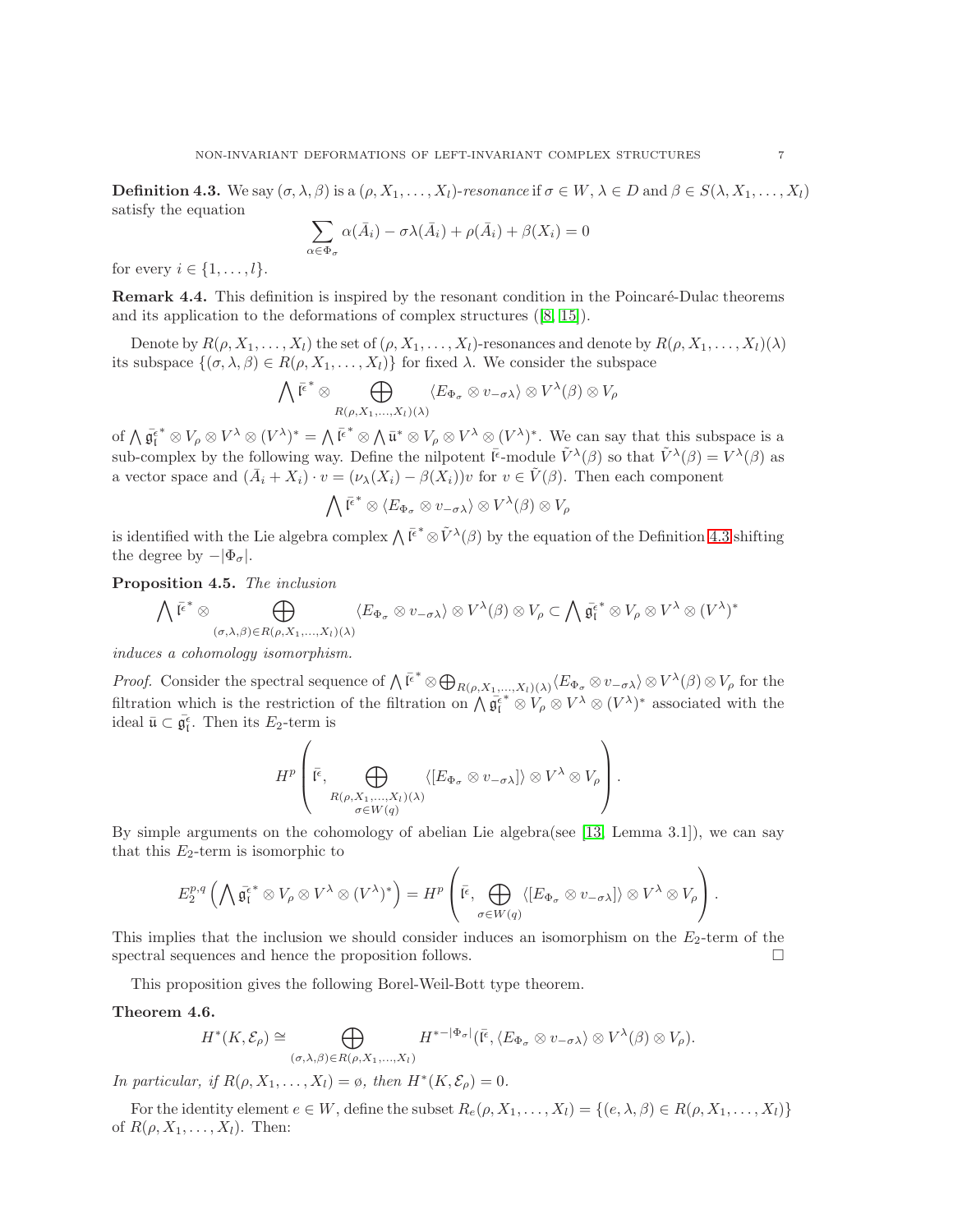**Definition 4.3.** We say $(\sigma, \lambda, \beta)$ is a $(\rho, X_1, \dots, X_l)$-*resonance* if $\sigma \in W$, $\lambda \in D$ and $\beta \in S(\lambda, X_1, \dots, X_l)$ satisfy the equation

$$\sum_{\alpha \in \Phi_\sigma} \alpha(\bar{A}_i) - \sigma\lambda(\bar{A}_i) + \rho(\bar{A}_i) + \beta(X_i) = 0$$

for every $i \in \{1, \dots, l\}$.

**Remark 4.4.** This definition is inspired by the resonant condition in the Poincaré-Dulac theorems and its application to the deformations of complex structures ([8, 15]).

Denote by $R(\rho, X_1, \dots, X_l)$ the set of $(\rho, X_1, \dots, X_l)$-resonances and denote by $R(\rho, X_1, \dots, X_l)(\lambda)$ its subspace $\{(\sigma, \lambda, \beta) \in R(\rho, X_1, \dots, X_l)\}$ for fixed $\lambda$. We consider the subspace

$$\bigwedge \bar{\mathfrak{l}^{\epsilon}}^* \otimes \bigoplus_{R(\rho, X_1, \dots, X_l)(\lambda)} \langle E_{\Phi_\sigma} \otimes v_{-\sigma\lambda} \rangle \otimes V^\lambda(\beta) \otimes V_\rho$$

of $\bigwedge \bar{\mathfrak{g}_{\mathfrak{l}}^{\epsilon}}^* \otimes V_\rho \otimes V^\lambda \otimes (V^\lambda)^* = \bigwedge \bar{\mathfrak{l}^{\epsilon}}^* \otimes \bigwedge \bar{\mathfrak{u}}^* \otimes V_\rho \otimes V^\lambda \otimes (V^\lambda)^*$. We can say that this subspace is a sub-complex by the following way. Define the nilpotent $\bar{\mathfrak{l}^{\epsilon}}$-module $\tilde{V}^\lambda(\beta)$ so that $\tilde{V}^\lambda(\beta) = V^\lambda(\beta)$ as a vector space and $(\bar{A}_i + X_i) \cdot v = (\nu_\lambda(X_i) - \beta(X_i))v$ for $v \in \tilde{V}(\beta)$. Then each component

$$\bigwedge \bar{\mathfrak{l}^{\epsilon}}^* \otimes \langle E_{\Phi_\sigma} \otimes v_{-\sigma\lambda} \rangle \otimes V^\lambda(\beta) \otimes V_\rho$$

is identified with the Lie algebra complex $\bigwedge \bar{\mathfrak{l}^{\epsilon}}^* \otimes \tilde{V}^\lambda(\beta)$ by the equation of the Definition 4.3 shifting the degree by $-|\Phi_\sigma|$.

**Proposition 4.5.** *The inclusion*

$$\bigwedge \bar{\mathfrak{l}^{\epsilon}}^* \otimes \bigoplus_{(\sigma,\lambda,\beta) \in R(\rho, X_1, \dots, X_l)(\lambda)} \langle E_{\Phi_\sigma} \otimes v_{-\sigma\lambda} \rangle \otimes V^\lambda(\beta) \otimes V_\rho \subset \bigwedge \bar{\mathfrak{g}_{\mathfrak{l}}^{\epsilon}}^* \otimes V_\rho \otimes V^\lambda \otimes (V^\lambda)^*$$

*induces a cohomology isomorphism.*

*Proof.* Consider the spectral sequence of $\bigwedge \bar{\mathfrak{l}^{\epsilon}}^* \otimes \bigoplus_{R(\rho, X_1, \dots, X_l)(\lambda)} \langle E_{\Phi_\sigma} \otimes v_{-\sigma\lambda} \rangle \otimes V^\lambda(\beta) \otimes V_\rho$ for the filtration which is the restriction of the filtration on $\bigwedge \bar{\mathfrak{g}_{\mathfrak{l}}^{\epsilon}}^* \otimes V_\rho \otimes V^\lambda \otimes (V^\lambda)^*$ associated with the ideal $\bar{\mathfrak{u}} \subset \bar{\mathfrak{g}_{\mathfrak{l}}^{\epsilon}}$. Then its $E_2$-term is

$$H^p\left(\bar{\mathfrak{l}^{\epsilon}}, \bigoplus_{\substack{R(\rho, X_1, \dots, X_l)(\lambda) \\ \sigma \in W(q)}} \langle [E_{\Phi_\sigma} \otimes v_{-\sigma\lambda}] \rangle \otimes V^\lambda \otimes V_\rho \right).$$

By simple arguments on the cohomology of abelian Lie algebra(see [13, Lemma 3.1]), we can say that this $E_2$-term is isomorphic to

$$E_2^{p,q}\left(\bigwedge \bar{\mathfrak{g}_{\mathfrak{l}}^{\epsilon}}^* \otimes V_\rho \otimes V^\lambda \otimes (V^\lambda)^*\right) = H^p\left(\bar{\mathfrak{l}^{\epsilon}}, \bigoplus_{\sigma \in W(q)} \langle [E_{\Phi_\sigma} \otimes v_{-\sigma\lambda}] \rangle \otimes V^\lambda \otimes V_\rho \right).$$

This implies that the inclusion we should consider induces an isomorphism on the $E_2$-term of the spectral sequences and hence the proposition follows. $\square$

This proposition gives the following Borel-Weil-Bott type theorem.

**Theorem 4.6.**

$$H^*(K, \mathcal{E}_\rho) \cong \bigoplus_{(\sigma,\lambda,\beta) \in R(\rho, X_1, \dots, X_l)} H^{*-|\Phi_\sigma|}(\bar{\mathfrak{l}^{\epsilon}}, \langle E_{\Phi_\sigma} \otimes v_{-\sigma\lambda} \rangle \otimes V^\lambda(\beta) \otimes V_\rho).$$

*In particular, if $R(\rho, X_1, \dots, X_l) = \emptyset$, then $H^*(K, \mathcal{E}_\rho) = 0$.*

For the identity element $e \in W$, define the subset $R_e(\rho, X_1, \dots, X_l) = \{(e, \lambda, \beta) \in R(\rho, X_1, \dots, X_l)\}$ of $R(\rho, X_1, \dots, X_l)$. Then: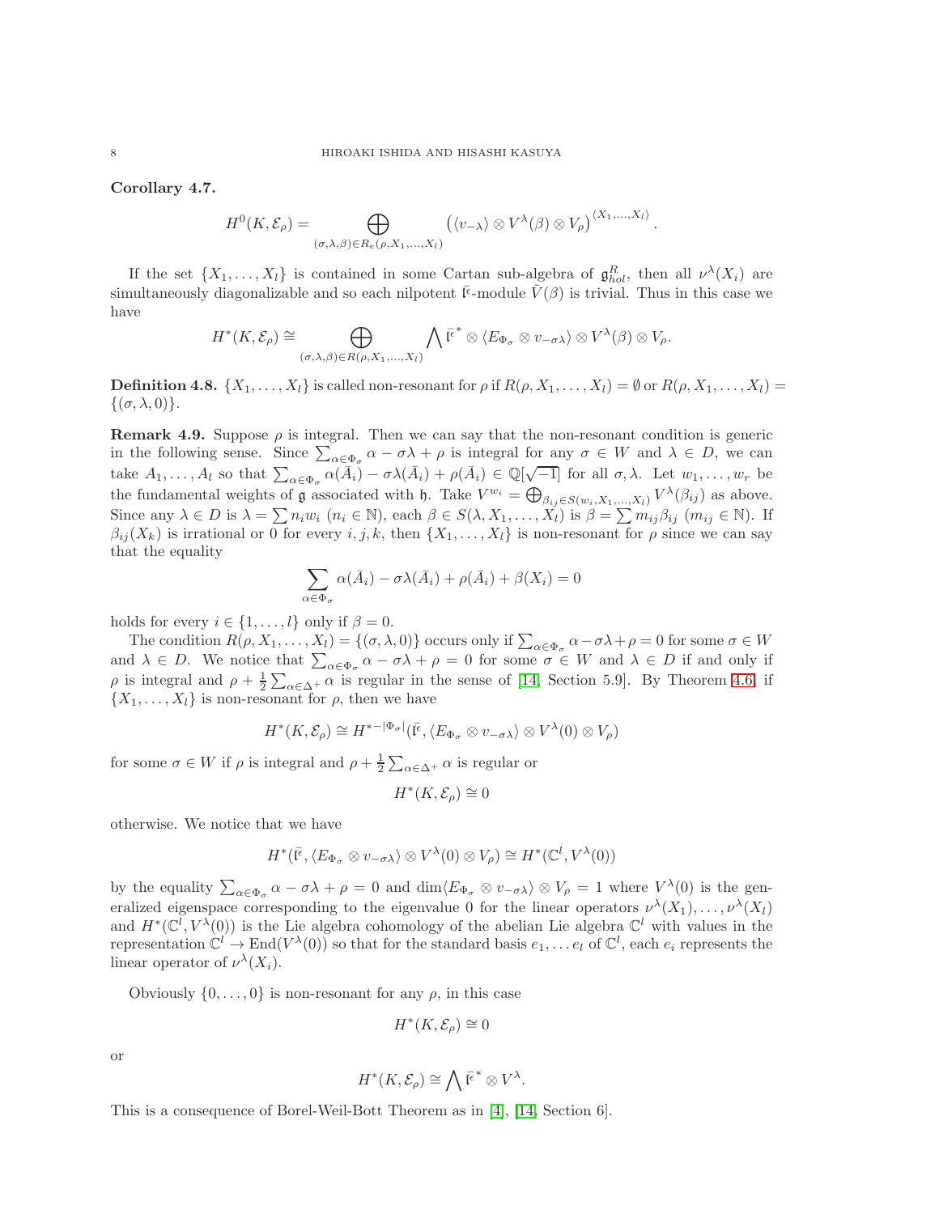**Corollary 4.7.**

$$H^0(K,\mathcal{E}_\rho)=\bigoplus_{(\sigma,\lambda,\beta)\in R_e(\rho,X_1,\dots,X_l)}\left(\langle v_{-\lambda}\rangle\otimes V^\lambda(\beta)\otimes V_\rho\right)^{\langle X_1,\dots,X_l\rangle}.$$

If the set $\{X_1,\dots,X_l\}$ is contained in some Cartan sub-algebra of $\mathfrak{g}^R_{hol}$, then all $\nu^\lambda(X_i)$ are simultaneously diagonalizable and so each nilpotent $\bar{\mathfrak{l}}^\epsilon$-module $\tilde{V}(\beta)$ is trivial. Thus in this case we have

$$H^*(K,\mathcal{E}_\rho)\cong\bigoplus_{(\sigma,\lambda,\beta)\in R(\rho,X_1,\dots,X_l)}\bigwedge\bar{\mathfrak{l}^\epsilon}^*\otimes\langle E_{\Phi_\sigma}\otimes v_{-\sigma\lambda}\rangle\otimes V^\lambda(\beta)\otimes V_\rho.$$

**Definition 4.8.** $\{X_1,\dots,X_l\}$ is called non-resonant for $\rho$ if $R(\rho,X_1,\dots,X_l)=\emptyset$ or $R(\rho,X_1,\dots,X_l)=\{(\sigma,\lambda,0)\}$.

**Remark 4.9.** Suppose $\rho$ is integral. Then we can say that the non-resonant condition is generic in the following sense. Since $\sum_{\alpha\in\Phi_\sigma}\alpha-\sigma\lambda+\rho$ is integral for any $\sigma\in W$ and $\lambda\in D$, we can take $A_1,\dots,A_l$ so that $\sum_{\alpha\in\Phi_\sigma}\alpha(\bar{A}_i)-\sigma\lambda(\bar{A}_i)+\rho(\bar{A}_i)\in\mathbb{Q}[\sqrt{-1}]$ for all $\sigma,\lambda$. Let $w_1,\dots,w_r$ be the fundamental weights of $\mathfrak{g}$ associated with $\mathfrak{h}$. Take $V^{w_i}=\bigoplus_{\beta_{ij}\in S(w_i,X_1,\dots,X_l)}V^\lambda(\beta_{ij})$ as above. Since any $\lambda\in D$ is $\lambda=\sum n_iw_i$ ($n_i\in\mathbb{N}$), each $\beta\in S(\lambda,X_1,\dots,X_l)$ is $\beta=\sum m_{ij}\beta_{ij}$ ($m_{ij}\in\mathbb{N}$). If $\beta_{ij}(X_k)$ is irrational or 0 for every $i,j,k$, then $\{X_1,\dots,X_l\}$ is non-resonant for $\rho$ since we can say that the equality

$$\sum_{\alpha\in\Phi_\sigma}\alpha(\bar{A}_i)-\sigma\lambda(\bar{A}_i)+\rho(\bar{A}_i)+\beta(X_i)=0$$

holds for every $i\in\{1,\dots,l\}$ only if $\beta=0$.

The condition $R(\rho,X_1,\dots,X_l)=\{(\sigma,\lambda,0)\}$ occurs only if $\sum_{\alpha\in\Phi_\sigma}\alpha-\sigma\lambda+\rho=0$ for some $\sigma\in W$ and $\lambda\in D$. We notice that $\sum_{\alpha\in\Phi_\sigma}\alpha-\sigma\lambda+\rho=0$ for some $\sigma\in W$ and $\lambda\in D$ if and only if $\rho$ is integral and $\rho+\frac{1}{2}\sum_{\alpha\in\Delta^+}\alpha$ is regular in the sense of [14, Section 5.9]. By Theorem 4.6, if $\{X_1,\dots,X_l\}$ is non-resonant for $\rho$, then we have

$$H^*(K,\mathcal{E}_\rho)\cong H^{*-|\Phi_\sigma|}(\bar{\mathfrak{l}}^\epsilon,\langle E_{\Phi_\sigma}\otimes v_{-\sigma\lambda}\rangle\otimes V^\lambda(0)\otimes V_\rho)$$

for some $\sigma\in W$ if $\rho$ is integral and $\rho+\frac{1}{2}\sum_{\alpha\in\Delta^+}\alpha$ is regular or

$$H^*(K,\mathcal{E}_\rho)\cong 0$$

otherwise. We notice that we have

$$H^*(\bar{\mathfrak{l}}^\epsilon,\langle E_{\Phi_\sigma}\otimes v_{-\sigma\lambda}\rangle\otimes V^\lambda(0)\otimes V_\rho)\cong H^*(\mathbb{C}^l,V^\lambda(0))$$

by the equality $\sum_{\alpha\in\Phi_\sigma}\alpha-\sigma\lambda+\rho=0$ and $\dim\langle E_{\Phi_\sigma}\otimes v_{-\sigma\lambda}\rangle\otimes V_\rho=1$ where $V^\lambda(0)$ is the generalized eigenspace corresponding to the eigenvalue 0 for the linear operators $\nu^\lambda(X_1),\dots,\nu^\lambda(X_l)$ and $H^*(\mathbb{C}^l,V^\lambda(0))$ is the Lie algebra cohomology of the abelian Lie algebra $\mathbb{C}^l$ with values in the representation $\mathbb{C}^l\to\mathrm{End}(V^\lambda(0))$ so that for the standard basis $e_1,\dots e_l$ of $\mathbb{C}^l$, each $e_i$ represents the linear operator of $\nu^\lambda(X_i)$.

Obviously $\{0,\dots,0\}$ is non-resonant for any $\rho$, in this case

$$H^*(K,\mathcal{E}_\rho)\cong 0$$

or

$$H^*(K,\mathcal{E}_\rho)\cong\bigwedge\bar{\mathfrak{l}^\epsilon}^*\otimes V^\lambda.$$

This is a consequence of Borel-Weil-Bott Theorem as in [4], [14, Section 6].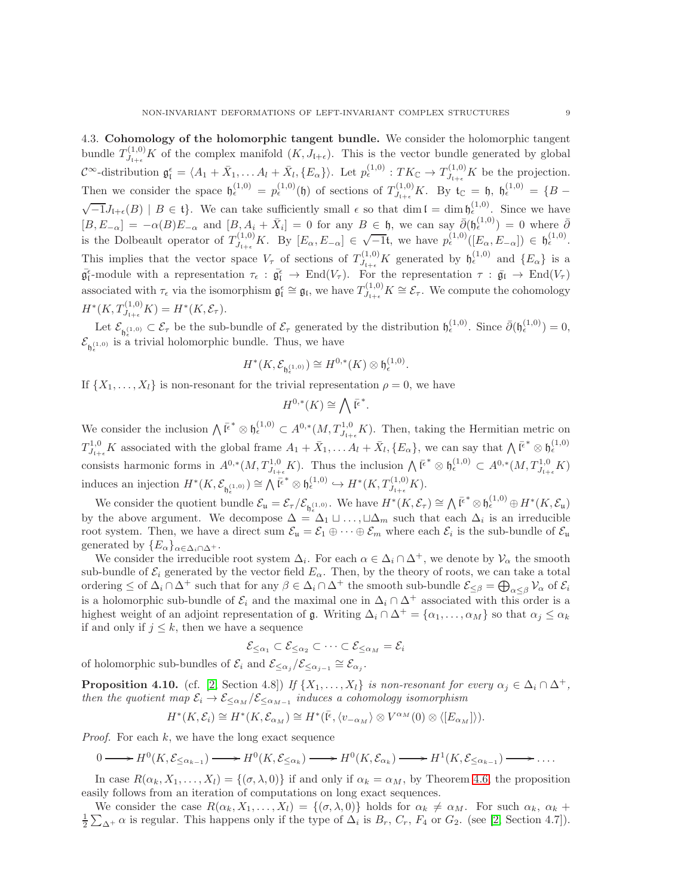### 4.3. Cohomology of the holomorphic tangent bundle.

We consider the holomorphic tangent bundle $T^{(1,0)}_{J_{\mathfrak{l}+\epsilon}}K$ of the complex manifold $(K, J_{\mathfrak{l}+\epsilon})$. This is the vector bundle generated by global $\mathcal{C}^\infty$-distribution $\mathfrak{g}^\epsilon_{\mathfrak{l}} = \langle A_1 + \bar{X}_1, \dots A_l + \bar{X}_l, \{E_\alpha\}\rangle$. Let $p^{(1,0)}_\epsilon : TK_{\mathbb{C}} \to T^{(1,0)}_{J_{\mathfrak{l}+\epsilon}}K$ be the projection. Then we consider the space $\mathfrak{h}^{(1,0)}_\epsilon = p^{(1,0)}_\epsilon(\mathfrak{h})$ of sections of $T^{(1,0)}_{J_{\mathfrak{l}+\epsilon}}K$. By $\mathfrak{t}_{\mathbb{C}} = \mathfrak{h}$, $\mathfrak{h}^{(1,0)}_\epsilon = \{B - \sqrt{-1}J_{\mathfrak{l}+\epsilon}(B) \mid B \in \mathfrak{t}\}$. We can take sufficiently small $\epsilon$ so that $\dim \mathfrak{l} = \dim \mathfrak{h}^{(1,0)}_\epsilon$. Since we have $[B, E_{-\alpha}] = -\alpha(B)E_{-\alpha}$ and $[B, A_i + \bar{X}_i] = 0$ for any $B \in \mathfrak{h}$, we can say $\bar{\partial}(\mathfrak{h}^{(1,0)}_\epsilon) = 0$ where $\bar{\partial}$ is the Dolbeault operator of $T^{(1,0)}_{J_{\mathfrak{l}+\epsilon}}K$. By $[E_\alpha, E_{-\alpha}] \in \sqrt{-1}\mathfrak{t}$, we have $p^{(1,0)}_\epsilon([E_\alpha, E_{-\alpha}]) \in \mathfrak{h}^{(1,0)}_\epsilon$. This implies that the vector space $V_\tau$ of sections of $T^{(1,0)}_{J_{\mathfrak{l}+\epsilon}}K$ generated by $\mathfrak{h}^{(1,0)}_\epsilon$ and $\{E_\alpha\}$ is a $\bar{\mathfrak{g}}^\epsilon_{\mathfrak{l}}$-module with a representation $\tau_\epsilon : \bar{\mathfrak{g}}^\epsilon_{\mathfrak{l}} \to \mathrm{End}(V_\tau)$. For the representation $\tau : \bar{\mathfrak{g}}_{\mathfrak{l}} \to \mathrm{End}(V_\tau)$ associated with $\tau_\epsilon$ via the isomorphism $\mathfrak{g}^\epsilon_{\mathfrak{l}} \cong \mathfrak{g}_{\mathfrak{l}}$, we have $T^{(1,0)}_{J_{\mathfrak{l}+\epsilon}}K \cong \mathcal{E}_\tau$. We compute the cohomology $H^*(K, T^{(1,0)}_{J_{\mathfrak{l}+\epsilon}}K) = H^*(K, \mathcal{E}_\tau)$.

Let $\mathcal{E}_{\mathfrak{h}^{(1,0)}_\epsilon} \subset \mathcal{E}_\tau$ be the sub-bundle of $\mathcal{E}_\tau$ generated by the distribution $\mathfrak{h}^{(1,0)}_\epsilon$. Since $\bar{\partial}(\mathfrak{h}^{(1,0)}_\epsilon) = 0$, $\mathcal{E}_{\mathfrak{h}^{(1,0)}_\epsilon}$ is a trivial holomorphic bundle. Thus, we have

$$H^*(K, \mathcal{E}_{\mathfrak{h}^{(1,0)}_\epsilon}) \cong H^{0,*}(K) \otimes \mathfrak{h}^{(1,0)}_\epsilon.$$

If $\{X_1, \dots, X_l\}$ is non-resonant for the trivial representation $\rho = 0$, we have

$$H^{0,*}(K) \cong \bigwedge \bar{\mathfrak{l}}^{\epsilon *}.$$

We consider the inclusion $\bigwedge \bar{\mathfrak{l}}^{\epsilon *} \otimes \mathfrak{h}^{(1,0)}_\epsilon \subset A^{0,*}(M, T^{1,0}_{J_{\mathfrak{l}+\epsilon}}K)$. Then, taking the Hermitian metric on $T^{1,0}_{J_{\mathfrak{l}+\epsilon}}K$ associated with the global frame $A_1 + \bar{X}_1, \dots A_l + \bar{X}_l, \{E_\alpha\}$, we can say that $\bigwedge \bar{\mathfrak{l}}^{\epsilon *} \otimes \mathfrak{h}^{(1,0)}_\epsilon$ consists harmonic forms in $A^{0,*}(M, T^{1,0}_{J_{\mathfrak{l}+\epsilon}}K)$. Thus the inclusion $\bigwedge \bar{\mathfrak{l}}^{\epsilon *} \otimes \mathfrak{h}^{(1,0)}_\epsilon \subset A^{0,*}(M, T^{1,0}_{J_{\mathfrak{l}+\epsilon}}K)$ induces an injection $H^*(K, \mathcal{E}_{\mathfrak{h}^{(1,0)}_\epsilon}) \cong \bigwedge \bar{\mathfrak{l}}^{\epsilon *} \otimes \mathfrak{h}^{(1,0)}_\epsilon \hookrightarrow H^*(K, T^{(1,0)}_{J_{\mathfrak{l}+\epsilon}}K)$.

We consider the quotient bundle $\mathcal{E}_{\mathfrak{u}} = \mathcal{E}_\tau / \mathcal{E}_{\mathfrak{h}^{(1,0)}_\epsilon}$. We have $H^*(K, \mathcal{E}_\tau) \cong \bigwedge \bar{\mathfrak{l}}^{\epsilon *} \otimes \mathfrak{h}^{(1,0)}_\epsilon \oplus H^*(K, \mathcal{E}_{\mathfrak{u}})$ by the above argument. We decompose $\Delta = \Delta_1 \sqcup \dots, \sqcup \Delta_m$ such that each $\Delta_i$ is an irreducible root system. Then, we have a direct sum $\mathcal{E}_{\mathfrak{u}} = \mathcal{E}_1 \oplus \dots \oplus \mathcal{E}_m$ where each $\mathcal{E}_i$ is the sub-bundle of $\mathcal{E}_{\mathfrak{u}}$ generated by $\{E_\alpha\}_{\alpha \in \Delta_i \cap \Delta^+}$.

We consider the irreducible root system $\Delta_i$. For each $\alpha \in \Delta_i \cap \Delta^+$, we denote by $\mathcal{V}_\alpha$ the smooth sub-bundle of $\mathcal{E}_i$ generated by the vector field $E_\alpha$. Then, by the theory of roots, we can take a total ordering $\leq$ of $\Delta_i \cap \Delta^+$ such that for any $\beta \in \Delta_i \cap \Delta^+$ the smooth sub-bundle $\mathcal{E}_{\leq \beta} = \bigoplus_{\alpha \leq \beta} \mathcal{V}_\alpha$ of $\mathcal{E}_i$ is a holomorphic sub-bundle of $\mathcal{E}_i$ and the maximal one in $\Delta_i \cap \Delta^+$ associated with this order is a highest weight of an adjoint representation of $\mathfrak{g}$. Writing $\Delta_i \cap \Delta^+ = \{\alpha_1, \dots, \alpha_M\}$ so that $\alpha_j \leq \alpha_k$ if and only if $j \leq k$, then we have a sequence

$$\mathcal{E}_{\leq \alpha_1} \subset \mathcal{E}_{\leq \alpha_2} \subset \dots \subset \mathcal{E}_{\leq \alpha_M} = \mathcal{E}_i$$

of holomorphic sub-bundles of $\mathcal{E}_i$ and $\mathcal{E}_{\leq \alpha_j} / \mathcal{E}_{\leq \alpha_{j-1}} \cong \mathcal{E}_{\alpha_j}$.

**Proposition 4.10.** (cf. [2] Section 4.8]) *If $\{X_1, \dots, X_l\}$ is non-resonant for every $\alpha_j \in \Delta_i \cap \Delta^+$, then the quotient map $\mathcal{E}_i \to \mathcal{E}_{\leq \alpha_M} / \mathcal{E}_{\leq \alpha_{M-1}}$ induces a cohomology isomorphism*

$$H^*(K, \mathcal{E}_i) \cong H^*(K, \mathcal{E}_{\alpha_M}) \cong H^*(\bar{\mathfrak{l}}^\epsilon, \langle v_{-\alpha_M} \rangle \otimes V^{\alpha_M}(0) \otimes \langle [E_{\alpha_M}] \rangle).$$

*Proof.* For each $k$, we have the long exact sequence

$$0 \longrightarrow H^0(K, \mathcal{E}_{\leq \alpha_{k-1}}) \longrightarrow H^0(K, \mathcal{E}_{\leq \alpha_k}) \longrightarrow H^0(K, \mathcal{E}_{\alpha_k}) \longrightarrow H^1(K, \mathcal{E}_{\leq \alpha_{k-1}}) \longrightarrow \dots.$$

In case $R(\alpha_k, X_1, \dots, X_l) = \{(\sigma, \lambda, 0)\}$ if and only if $\alpha_k = \alpha_M$, by Theorem 4.6, the proposition easily follows from an iteration of computations on long exact sequences.

We consider the case $R(\alpha_k, X_1, \dots, X_l) = \{(\sigma, \lambda, 0)\}$ holds for $\alpha_k \neq \alpha_M$. For such $\alpha_k$, $\alpha_k + \frac{1}{2}\sum_{\Delta^+} \alpha$ is regular. This happens only if the type of $\Delta_i$ is $B_r$, $C_r$, $F_4$ or $G_2$. (see [2, Section 4.7]).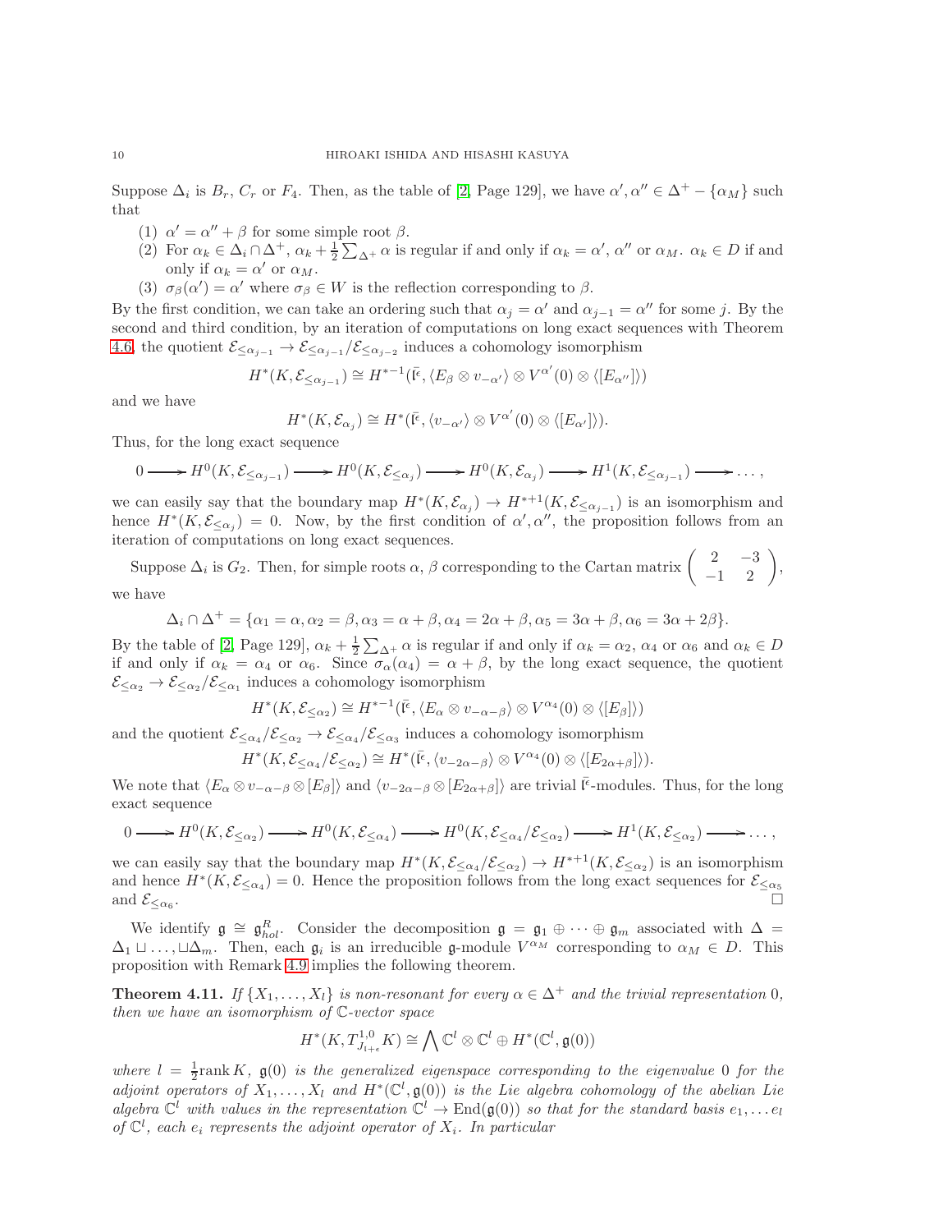Suppose $\Delta_i$ is $B_r$, $C_r$ or $F_4$. Then, as the table of [2, Page 129], we have $\alpha', \alpha'' \in \Delta^+ - \{\alpha_M\}$ such that

1. $\alpha' = \alpha'' + \beta$ for some simple root $\beta$.
2. For $\alpha_k \in \Delta_i \cap \Delta^+$, $\alpha_k + \frac{1}{2}\sum_{\Delta^+}\alpha$ is regular if and only if $\alpha_k = \alpha'$, $\alpha''$ or $\alpha_M$. $\alpha_k \in D$ if and only if $\alpha_k = \alpha'$ or $\alpha_M$.
3. $\sigma_\beta(\alpha') = \alpha'$ where $\sigma_\beta \in W$ is the reflection corresponding to $\beta$.

By the first condition, we can take an ordering such that $\alpha_j = \alpha'$ and $\alpha_{j-1} = \alpha''$ for some $j$. By the second and third condition, by an iteration of computations on long exact sequences with Theorem 4.6, the quotient $\mathcal{E}_{\leq \alpha_{j-1}} \to \mathcal{E}_{\leq \alpha_{j-1}}/\mathcal{E}_{\leq \alpha_{j-2}}$ induces a cohomology isomorphism

$$H^*(K, \mathcal{E}_{\leq \alpha_{j-1}}) \cong H^{*-1}(\bar{\mathfrak{l}}^\epsilon, \langle E_\beta \otimes v_{-\alpha'}\rangle \otimes V^{\alpha'}(0) \otimes \langle [E_{\alpha''}]\rangle)$$

and we have

$$H^*(K, \mathcal{E}_{\alpha_j}) \cong H^*(\bar{\mathfrak{l}}^\epsilon, \langle v_{-\alpha'}\rangle \otimes V^{\alpha'}(0) \otimes \langle [E_{\alpha'}]\rangle).$$

Thus, for the long exact sequence

$$0 \longrightarrow H^0(K, \mathcal{E}_{\leq \alpha_{j-1}}) \longrightarrow H^0(K, \mathcal{E}_{\leq \alpha_j}) \longrightarrow H^0(K, \mathcal{E}_{\alpha_j}) \longrightarrow H^1(K, \mathcal{E}_{\leq \alpha_{j-1}}) \longrightarrow \dots,$$

we can easily say that the boundary map $H^*(K, \mathcal{E}_{\alpha_j}) \to H^{*+1}(K, \mathcal{E}_{\leq \alpha_{j-1}})$ is an isomorphism and hence $H^*(K, \mathcal{E}_{\leq \alpha_j}) = 0$. Now, by the first condition of $\alpha', \alpha''$, the proposition follows from an iteration of computations on long exact sequences.

Suppose $\Delta_i$ is $G_2$. Then, for simple roots $\alpha$, $\beta$ corresponding to the Cartan matrix $\begin{pmatrix} 2 & -3 \\ -1 & 2 \end{pmatrix}$, we have

$$\Delta_i \cap \Delta^+ = \{\alpha_1 = \alpha, \alpha_2 = \beta, \alpha_3 = \alpha + \beta, \alpha_4 = 2\alpha + \beta, \alpha_5 = 3\alpha + \beta, \alpha_6 = 3\alpha + 2\beta\}.$$

By the table of [2, Page 129], $\alpha_k + \frac{1}{2}\sum_{\Delta^+}\alpha$ is regular if and only if $\alpha_k = \alpha_2$, $\alpha_4$ or $\alpha_6$ and $\alpha_k \in D$ if and only if $\alpha_k = \alpha_4$ or $\alpha_6$. Since $\sigma_\alpha(\alpha_4) = \alpha + \beta$, by the long exact sequence, the quotient $\mathcal{E}_{\leq \alpha_2} \to \mathcal{E}_{\leq \alpha_2}/\mathcal{E}_{\leq \alpha_1}$ induces a cohomology isomorphism

$$H^*(K, \mathcal{E}_{\leq \alpha_2}) \cong H^{*-1}(\bar{\mathfrak{l}}^\epsilon, \langle E_\alpha \otimes v_{-\alpha-\beta}\rangle \otimes V^{\alpha_4}(0) \otimes \langle [E_\beta]\rangle)$$

and the quotient $\mathcal{E}_{\leq \alpha_4}/\mathcal{E}_{\leq \alpha_2} \to \mathcal{E}_{\leq \alpha_4}/\mathcal{E}_{\leq \alpha_3}$ induces a cohomology isomorphism

$$H^*(K, \mathcal{E}_{\leq \alpha_4}/\mathcal{E}_{\leq \alpha_2}) \cong H^*(\bar{\mathfrak{l}}^\epsilon, \langle v_{-2\alpha-\beta}\rangle \otimes V^{\alpha_4}(0) \otimes \langle [E_{2\alpha+\beta}]\rangle).$$

We note that $\langle E_\alpha \otimes v_{-\alpha-\beta} \otimes [E_\beta]\rangle$ and $\langle v_{-2\alpha-\beta} \otimes [E_{2\alpha+\beta}]\rangle$ are trivial $\bar{\mathfrak{l}}^\epsilon$-modules. Thus, for the long exact sequence

$$0 \longrightarrow H^0(K, \mathcal{E}_{\leq \alpha_2}) \longrightarrow H^0(K, \mathcal{E}_{\leq \alpha_4}) \longrightarrow H^0(K, \mathcal{E}_{\leq \alpha_4}/\mathcal{E}_{\leq \alpha_2}) \longrightarrow H^1(K, \mathcal{E}_{\leq \alpha_2}) \longrightarrow \dots,$$

we can easily say that the boundary map $H^*(K, \mathcal{E}_{\leq \alpha_4}/\mathcal{E}_{\leq \alpha_2}) \to H^{*+1}(K, \mathcal{E}_{\leq \alpha_2})$ is an isomorphism and hence $H^*(K, \mathcal{E}_{\leq \alpha_4}) = 0$. Hence the proposition follows from the long exact sequences for $\mathcal{E}_{\leq \alpha_5}$ and $\mathcal{E}_{\leq \alpha_6}$. $\square$

We identify $\mathfrak{g} \cong \mathfrak{g}^R_{hol}$. Consider the decomposition $\mathfrak{g} = \mathfrak{g}_1 \oplus \dots \oplus \mathfrak{g}_m$ associated with $\Delta = \Delta_1 \sqcup \dots, \sqcup \Delta_m$. Then, each $\mathfrak{g}_i$ is an irreducible $\mathfrak{g}$-module $V^{\alpha_M}$ corresponding to $\alpha_M \in D$. This proposition with Remark 4.9 implies the following theorem.

**Theorem 4.11.** *If $\{X_1, \dots, X_l\}$ is non-resonant for every $\alpha \in \Delta^+$ and the trivial representation 0, then we have an isomorphism of $\mathbb{C}$-vector space*

$$H^*(K, T^{1,0}_{J_{1+\epsilon}}K) \cong \bigwedge \mathbb{C}^l \otimes \mathbb{C}^l \oplus H^*(\mathbb{C}^l, \mathfrak{g}(0))$$

*where $l = \frac{1}{2}\mathrm{rank}\, K$, $\mathfrak{g}(0)$ is the generalized eigenspace corresponding to the eigenvalue 0 for the adjoint operators of $X_1, \dots, X_l$ and $H^*(\mathbb{C}^l, \mathfrak{g}(0))$ is the Lie algebra cohomology of the abelian Lie algebra $\mathbb{C}^l$ with values in the representation $\mathbb{C}^l \to \mathrm{End}(\mathfrak{g}(0))$ so that for the standard basis $e_1, \dots e_l$ of $\mathbb{C}^l$, each $e_i$ represents the adjoint operator of $X_i$. In particular*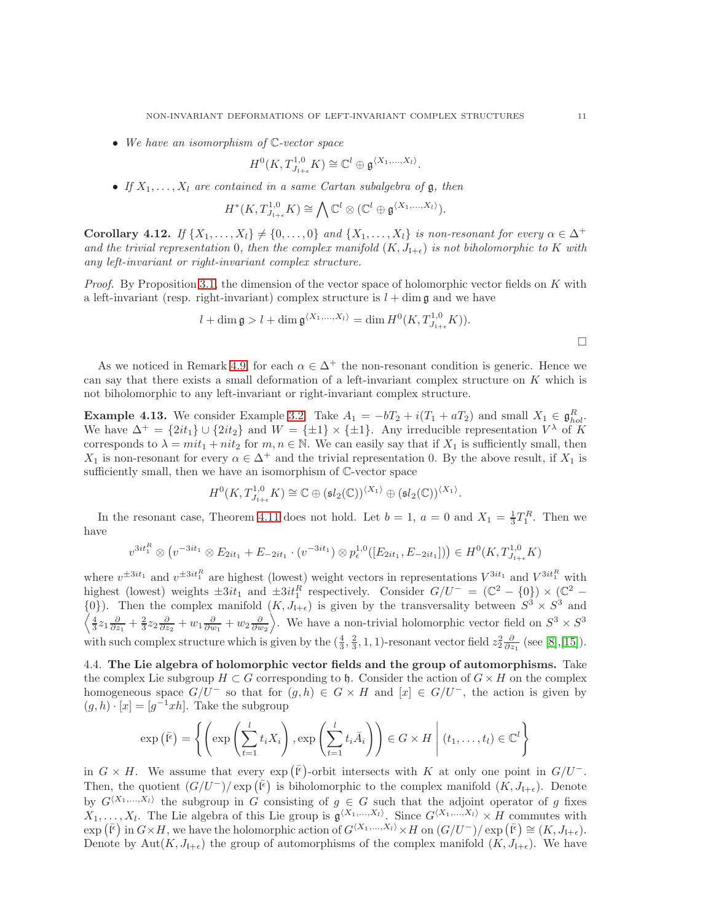- *We have an isomorphism of $\mathbb{C}$-vector space*

$$H^0(K, T^{1,0}_{J_{\mathfrak{l}+\epsilon}} K) \cong \mathbb{C}^l \oplus \mathfrak{g}^{\langle X_1,\ldots,X_l\rangle}.$$

- *If $X_1, \ldots, X_l$ are contained in a same Cartan subalgebra of $\mathfrak{g}$, then*

$$H^*(K, T^{1,0}_{J_{\mathfrak{l}+\epsilon}} K) \cong \bigwedge \mathbb{C}^l \otimes (\mathbb{C}^l \oplus \mathfrak{g}^{\langle X_1,\ldots,X_l\rangle}).$$

**Corollary 4.12.** *If $\{X_1, \ldots, X_l\} \neq \{0, \ldots, 0\}$ and $\{X_1, \ldots, X_l\}$ is non-resonant for every $\alpha \in \Delta^+$ and the trivial representation 0, then the complex manifold $(K, J_{\mathfrak{l}+\epsilon})$ is not biholomorphic to $K$ with any left-invariant or right-invariant complex structure.*

*Proof.* By Proposition 3.1, the dimension of the vector space of holomorphic vector fields on $K$ with a left-invariant (resp. right-invariant) complex structure is $l + \dim \mathfrak{g}$ and we have

$$l + \dim \mathfrak{g} > l + \dim \mathfrak{g}^{\langle X_1,\ldots,X_l\rangle} = \dim H^0(K, T^{1,0}_{J_{\mathfrak{l}+\epsilon}} K)).$$

□

As we noticed in Remark 4.9, for each $\alpha \in \Delta^+$ the non-resonant condition is generic. Hence we can say that there exists a small deformation of a left-invariant complex structure on $K$ which is not biholomorphic to any left-invariant or right-invariant complex structure.

**Example 4.13.** We consider Example 3.2. Take $A_1 = -bT_2 + i(T_1 + aT_2)$ and small $X_1 \in \mathfrak{g}^R_{hol}$. We have $\Delta^+ = \{2it_1\} \cup \{2it_2\}$ and $W = \{\pm 1\} \times \{\pm 1\}$. Any irreducible representation $V^\lambda$ of $K$ corresponds to $\lambda = mit_1 + nit_2$ for $m, n \in \mathbb{N}$. We can easily say that if $X_1$ is sufficiently small, then $X_1$ is non-resonant for every $\alpha \in \Delta^+$ and the trivial representation 0. By the above result, if $X_1$ is sufficiently small, then we have an isomorphism of $\mathbb{C}$-vector space

$$H^0(K, T^{1,0}_{J_{\mathfrak{l}+\epsilon}} K) \cong \mathbb{C} \oplus (\mathfrak{sl}_2(\mathbb{C}))^{\langle X_1\rangle} \oplus (\mathfrak{sl}_2(\mathbb{C}))^{\langle X_1\rangle}.$$

In the resonant case, Theorem 4.11 does not hold. Let $b = 1$, $a = 0$ and $X_1 = \frac{1}{3}T_1^R$. Then we have

$$v^{3it_1^R} \otimes \left(v^{-3it_1} \otimes E_{2it_1} + E_{-2it_1} \cdot (v^{-3it_1}) \otimes p^{1,0}_\epsilon([E_{2it_1}, E_{-2it_1}])\right) \in H^0(K, T^{1,0}_{J_{\mathfrak{l}+\epsilon}} K)$$

where $v^{\pm 3it_1}$ and $v^{\pm 3it_1^R}$ are highest (lowest) weight vectors in representations $V^{3it_1}$ and $V^{3it_1^R}$ with highest (lowest) weights $\pm 3it_1$ and $\pm 3it_1^R$ respectively. Consider $G/U^- = (\mathbb{C}^2 - \{0\}) \times (\mathbb{C}^2 - \{0\})$. Then the complex manifold $(K, J_{\mathfrak{l}+\epsilon})$ is given by the transversality between $S^3 \times S^3$ and $\left\langle \frac{4}{3} z_1 \frac{\partial}{\partial z_1} + \frac{2}{3} z_2 \frac{\partial}{\partial z_2} + w_1 \frac{\partial}{\partial w_1} + w_2 \frac{\partial}{\partial w_2} \right\rangle$. We have a non-trivial holomorphic vector field on $S^3 \times S^3$ with such complex structure which is given by the $(\frac{4}{3}, \frac{2}{3}, 1, 1)$-resonant vector field $z_2^2 \frac{\partial}{\partial z_1}$ (see [8],[15]).

4.4. **The Lie algebra of holomorphic vector fields and the group of automorphisms.** Take the complex Lie subgroup $H \subset G$ corresponding to $\mathfrak{h}$. Consider the action of $G \times H$ on the complex homogeneous space $G/U^-$ so that for $(g, h) \in G \times H$ and $[x] \in G/U^-$, the action is given by $(g, h) \cdot [x] = [g^{-1}xh]$. Take the subgroup

$$\exp\left(\bar{\mathfrak{l}}^\epsilon\right) = \left\{ \left( \exp\left(\sum_{t=1}^l t_i X_i\right), \exp\left(\sum_{t=1}^l t_i \bar{A}_i\right) \right) \in G \times H \;\middle|\; (t_1, \ldots, t_l) \in \mathbb{C}^l \right\}$$

in $G \times H$. We assume that every $\exp\left(\bar{\mathfrak{l}}^\epsilon\right)$-orbit intersects with $K$ at only one point in $G/U^-$. Then, the quotient $(G/U^-)/\exp\left(\bar{\mathfrak{l}}^\epsilon\right)$ is biholomorphic to the complex manifold $(K, J_{\mathfrak{l}+\epsilon})$. Denote by $G^{\langle X_1,\ldots,X_l\rangle}$ the subgroup in $G$ consisting of $g \in G$ such that the adjoint operator of $g$ fixes $X_1, \ldots, X_l$. The Lie algebra of this Lie group is $\mathfrak{g}^{\langle X_1,\ldots,X_l\rangle}$. Since $G^{\langle X_1,\ldots,X_l\rangle} \times H$ commutes with $\exp\left(\bar{\mathfrak{l}}^\epsilon\right)$ in $G \times H$, we have the holomorphic action of $G^{\langle X_1,\ldots,X_l\rangle} \times H$ on $(G/U^-)/\exp\left(\bar{\mathfrak{l}}^\epsilon\right) \cong (K, J_{\mathfrak{l}+\epsilon})$. Denote by $\mathrm{Aut}(K, J_{\mathfrak{l}+\epsilon})$ the group of automorphisms of the complex manifold $(K, J_{\mathfrak{l}+\epsilon})$. We have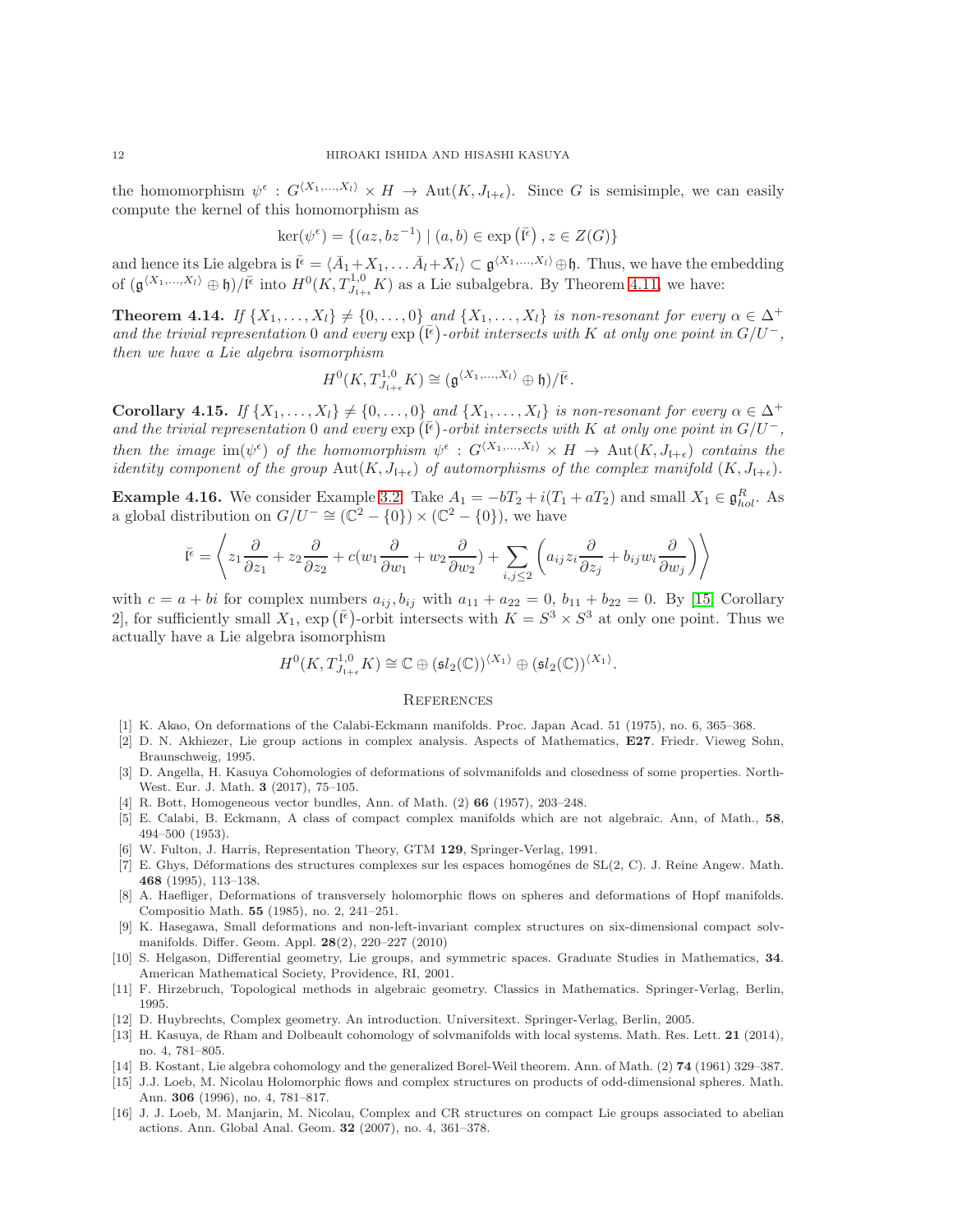the homomorphism $\psi^\epsilon : G^{\langle X_1,\dots,X_l\rangle} \times H \to \mathrm{Aut}(K, J_{\mathfrak{l}+\epsilon})$. Since $G$ is semisimple, we can easily compute the kernel of this homomorphism as

$$\ker(\psi^\epsilon) = \{(az, bz^{-1}) \mid (a,b) \in \exp\left(\bar{\mathfrak{l}}^\epsilon\right), z \in Z(G)\}$$

and hence its Lie algebra is $\bar{\mathfrak{l}}^\epsilon = \langle \bar{A}_1 + X_1, \dots \bar{A}_l + X_l \rangle \subset \mathfrak{g}^{\langle X_1,\dots,X_l\rangle} \oplus \mathfrak{h}$. Thus, we have the embedding of $(\mathfrak{g}^{\langle X_1,\dots,X_l\rangle} \oplus \mathfrak{h})/\bar{\mathfrak{l}}^\epsilon$ into $H^0(K, T^{1,0}_{J_{\mathfrak{l}+\epsilon}} K)$ as a Lie subalgebra. By Theorem 4.11, we have:

**Theorem 4.14.** *If $\{X_1,\dots,X_l\} \neq \{0,\dots,0\}$ and $\{X_1,\dots,X_l\}$ is non-resonant for every $\alpha \in \Delta^+$ and the trivial representation 0 and every $\exp\left(\bar{\mathfrak{l}}^\epsilon\right)$-orbit intersects with $K$ at only one point in $G/U^-$, then we have a Lie algebra isomorphism*

$$H^0(K, T^{1,0}_{J_{\mathfrak{l}+\epsilon}} K) \cong (\mathfrak{g}^{\langle X_1,\dots,X_l\rangle} \oplus \mathfrak{h})/\bar{\mathfrak{l}}^\epsilon.$$

**Corollary 4.15.** *If $\{X_1,\dots,X_l\} \neq \{0,\dots,0\}$ and $\{X_1,\dots,X_l\}$ is non-resonant for every $\alpha \in \Delta^+$ and the trivial representation 0 and every $\exp\left(\bar{\mathfrak{l}}^\epsilon\right)$-orbit intersects with $K$ at only one point in $G/U^-$, then the image $\mathrm{im}(\psi^\epsilon)$ of the homomorphism $\psi^\epsilon : G^{\langle X_1,\dots,X_l\rangle} \times H \to \mathrm{Aut}(K, J_{\mathfrak{l}+\epsilon})$ contains the identity component of the group $\mathrm{Aut}(K, J_{\mathfrak{l}+\epsilon})$ of automorphisms of the complex manifold $(K, J_{\mathfrak{l}+\epsilon})$.*

**Example 4.16.** We consider Example 3.2. Take $A_1 = -bT_2 + i(T_1 + aT_2)$ and small $X_1 \in \mathfrak{g}^R_{hol}$. As a global distribution on $G/U^- \cong (\mathbb{C}^2 - \{0\}) \times (\mathbb{C}^2 - \{0\})$, we have

$$\bar{\mathfrak{l}}^\epsilon = \left\langle z_1\frac{\partial}{\partial z_1} + z_2\frac{\partial}{\partial z_2} + c(w_1\frac{\partial}{\partial w_1} + w_2\frac{\partial}{\partial w_2}) + \sum_{i,j\le 2}\left(a_{ij}z_i\frac{\partial}{\partial z_j} + b_{ij}w_i\frac{\partial}{\partial w_j}\right)\right\rangle$$

with $c = a + bi$ for complex numbers $a_{ij}, b_{ij}$ with $a_{11} + a_{22} = 0$, $b_{11} + b_{22} = 0$. By [15, Corollary 2], for sufficiently small $X_1$, $\exp\left(\bar{\mathfrak{l}}^\epsilon\right)$-orbit intersects with $K = S^3 \times S^3$ at only one point. Thus we actually have a Lie algebra isomorphism

$$H^0(K, T^{1,0}_{J_{\mathfrak{l}+\epsilon}} K) \cong \mathbb{C} \oplus (\mathfrak{sl}_2(\mathbb{C}))^{\langle X_1\rangle} \oplus (\mathfrak{sl}_2(\mathbb{C}))^{\langle X_1\rangle}.$$

## References

[1] K. Akao, On deformations of the Calabi-Eckmann manifolds. Proc. Japan Acad. 51 (1975), no. 6, 365–368.
[2] D. N. Akhiezer, Lie group actions in complex analysis. Aspects of Mathematics, **E27**. Friedr. Vieweg Sohn, Braunschweig, 1995.
[3] D. Angella, H. Kasuya Cohomologies of deformations of solvmanifolds and closedness of some properties. North-West. Eur. J. Math. **3** (2017), 75–105.
[4] R. Bott, Homogeneous vector bundles, Ann. of Math. (2) **66** (1957), 203–248.
[5] E. Calabi, B. Eckmann, A class of compact complex manifolds which are not algebraic. Ann, of Math., **58**, 494–500 (1953).
[6] W. Fulton, J. Harris, Representation Theory, GTM **129**, Springer-Verlag, 1991.
[7] E. Ghys, Déformations des structures complexes sur les espaces homogénes de SL(2, C). J. Reine Angew. Math. **468** (1995), 113–138.
[8] A. Haefliger, Deformations of transversely holomorphic flows on spheres and deformations of Hopf manifolds. Compositio Math. **55** (1985), no. 2, 241–251.
[9] K. Hasegawa, Small deformations and non-left-invariant complex structures on six-dimensional compact solvmanifolds. Differ. Geom. Appl. **28**(2), 220–227 (2010)
[10] S. Helgason, Differential geometry, Lie groups, and symmetric spaces. Graduate Studies in Mathematics, **34**. American Mathematical Society, Providence, RI, 2001.
[11] F. Hirzebruch, Topological methods in algebraic geometry. Classics in Mathematics. Springer-Verlag, Berlin, 1995.
[12] D. Huybrechts, Complex geometry. An introduction. Universitext. Springer-Verlag, Berlin, 2005.
[13] H. Kasuya, de Rham and Dolbeault cohomology of solvmanifolds with local systems. Math. Res. Lett. **21** (2014), no. 4, 781–805.
[14] B. Kostant, Lie algebra cohomology and the generalized Borel-Weil theorem. Ann. of Math. (2) **74** (1961) 329–387.
[15] J.J. Loeb, M. Nicolau Holomorphic flows and complex structures on products of odd-dimensional spheres. Math. Ann. **306** (1996), no. 4, 781–817.
[16] J. J. Loeb, M. Manjarin, M. Nicolau, Complex and CR structures on compact Lie groups associated to abelian actions. Ann. Global Anal. Geom. **32** (2007), no. 4, 361–378.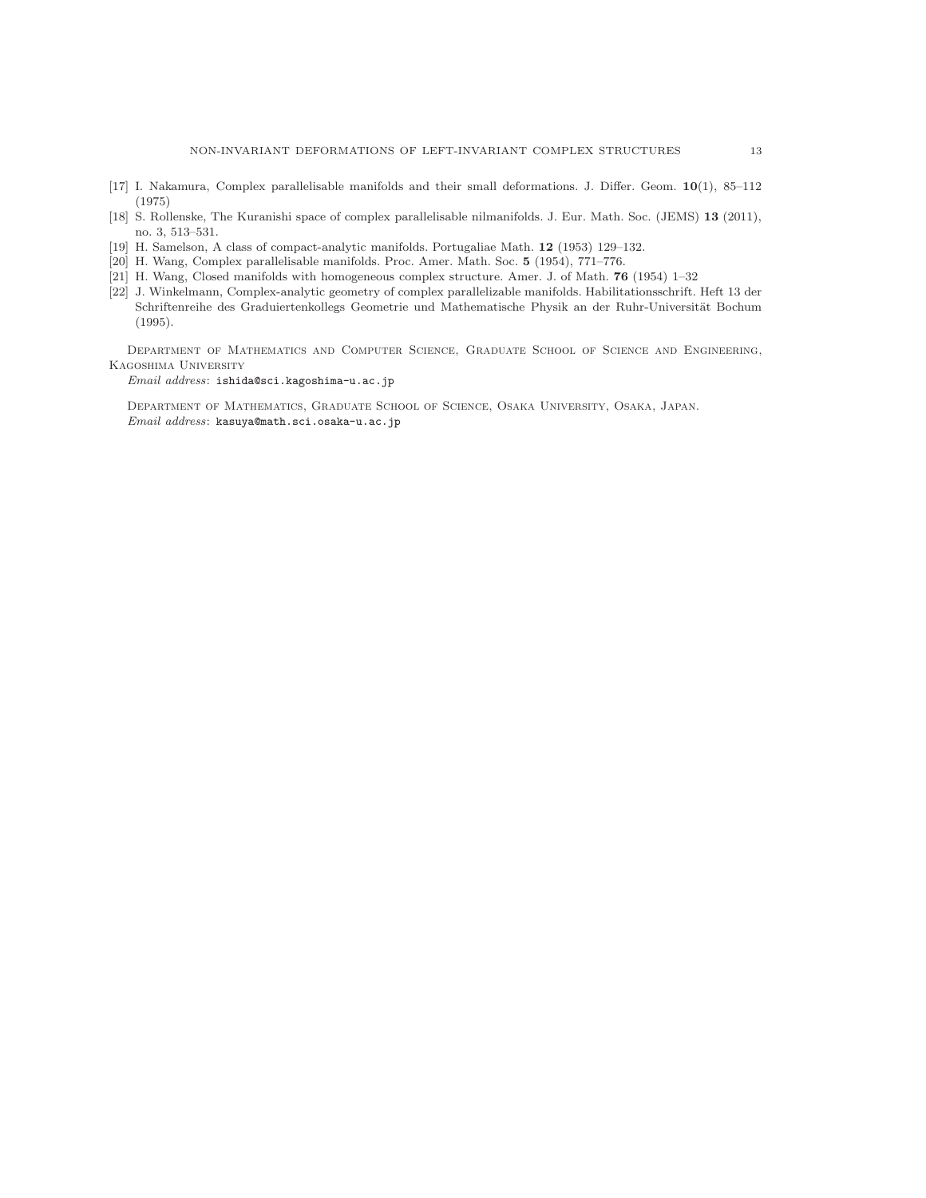[17] I. Nakamura, Complex parallelisable manifolds and their small deformations. J. Differ. Geom. **10**(1), 85–112 (1975)

[18] S. Rollenske, The Kuranishi space of complex parallelisable nilmanifolds. J. Eur. Math. Soc. (JEMS) **13** (2011), no. 3, 513–531.

[19] H. Samelson, A class of compact-analytic manifolds. Portugaliae Math. **12** (1953) 129–132.

[20] H. Wang, Complex parallelisable manifolds. Proc. Amer. Math. Soc. **5** (1954), 771–776.

[21] H. Wang, Closed manifolds with homogeneous complex structure. Amer. J. of Math. **76** (1954) 1–32

[22] J. Winkelmann, Complex-analytic geometry of complex parallelizable manifolds. Habilitationsschrift. Heft 13 der Schriftenreihe des Graduiertenkollegs Geometrie und Mathematische Physik an der Ruhr-Universität Bochum (1995).

Department of Mathematics and Computer Science, Graduate School of Science and Engineering, Kagoshima University

*Email address*: `ishida@sci.kagoshima-u.ac.jp`

Department of Mathematics, Graduate School of Science, Osaka University, Osaka, Japan.

*Email address*: `kasuya@math.sci.osaka-u.ac.jp`